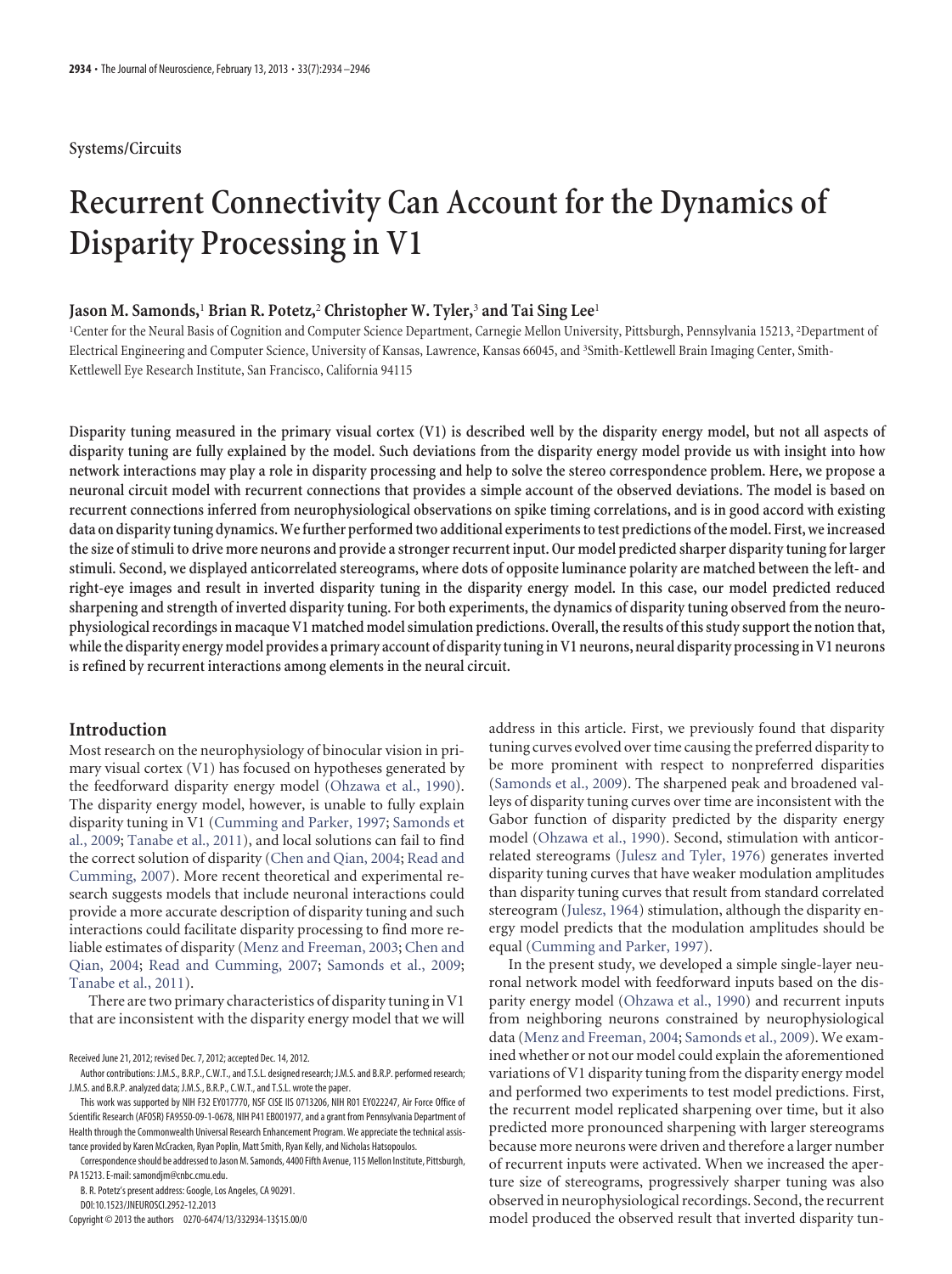Systems/Circuits

# Recurrent Connectivity Can Account for the Dynamics of Disparity Processing in V1

**Jason M. Samonds,[1] Brian R. Potetz,[2] Christopher W. Tyler,[3] and Tai Sing Lee[1]**

[1]Center for the Neural Basis of Cognition and Computer Science Department, Carnegie Mellon University, Pittsburgh, Pennsylvania 15213, [2]Department of Electrical Engineering and Computer Science, University of Kansas, Lawrence, Kansas 66045, and [3]Smith-Kettlewell Brain Imaging Center, Smith-Kettlewell Eye Research Institute, San Francisco, California 94115

**Disparity tuning measured in the primary visual cortex (V1) is described well by the disparity energy model, but not all aspects of disparity tuning are fully explained by the model. Such deviations from the disparity energy model provide us with insight into how network interactions may play a role in disparity processing and help to solve the stereo correspondence problem. Here, we propose a neuronal circuit model with recurrent connections that provides a simple account of the observed deviations. The model is based on recurrent connections inferred from neurophysiological observations on spike timing correlations, and is in good accord with existing data on disparity tuning dynamics. We further performed two additional experiments to test predictions of the model. First, we increased the size of stimuli to drive more neurons and provide a stronger recurrent input. Our model predicted sharper disparity tuning for larger stimuli. Second, we displayed anticorrelated stereograms, where dots of opposite luminance polarity are matched between the left- and right-eye images and result in inverted disparity tuning in the disparity energy model. In this case, our model predicted reduced sharpening and strength of inverted disparity tuning. For both experiments, the dynamics of disparity tuning observed from the neurophysiological recordings in macaque V1 matched model simulation predictions. Overall, the results of this study support the notion that, while the disparity energy model provides a primary account of disparity tuning in V1 neurons, neural disparity processing in V1 neurons is refined by recurrent interactions among elements in the neural circuit.**

## Introduction

Most research on the neurophysiology of binocular vision in primary visual cortex (V1) has focused on hypotheses generated by the feedforward disparity energy model (Ohzawa et al., 1990). The disparity energy model, however, is unable to fully explain disparity tuning in V1 (Cumming and Parker, 1997; Samonds et al., 2009; Tanabe et al., 2011), and local solutions can fail to find the correct solution of disparity (Chen and Qian, 2004; Read and Cumming, 2007). More recent theoretical and experimental research suggests models that include neuronal interactions could provide a more accurate description of disparity tuning and such interactions could facilitate disparity processing to find more reliable estimates of disparity (Menz and Freeman, 2003; Chen and Qian, 2004; Read and Cumming, 2007; Samonds et al., 2009; Tanabe et al., 2011).

There are two primary characteristics of disparity tuning in V1 that are inconsistent with the disparity energy model that we will address in this article. First, we previously found that disparity tuning curves evolved over time causing the preferred disparity to be more prominent with respect to nonpreferred disparities (Samonds et al., 2009). The sharpened peak and broadened valleys of disparity tuning curves over time are inconsistent with the Gabor function of disparity predicted by the disparity energy model (Ohzawa et al., 1990). Second, stimulation with anticorrelated stereograms (Julesz and Tyler, 1976) generates inverted disparity tuning curves that have weaker modulation amplitudes than disparity tuning curves that result from standard correlated stereogram (Julesz, 1964) stimulation, although the disparity energy model predicts that the modulation amplitudes should be equal (Cumming and Parker, 1997).

In the present study, we developed a simple single-layer neuronal network model with feedforward inputs based on the disparity energy model (Ohzawa et al., 1990) and recurrent inputs from neighboring neurons constrained by neurophysiological data (Menz and Freeman, 2004; Samonds et al., 2009). We examined whether or not our model could explain the aforementioned variations of V1 disparity tuning from the disparity energy model and performed two experiments to test model predictions. First, the recurrent model replicated sharpening over time, but it also predicted more pronounced sharpening with larger stereograms because more neurons were driven and therefore a larger number of recurrent inputs were activated. When we increased the aperture size of stereograms, progressively sharper tuning was also observed in neurophysiological recordings. Second, the recurrent model produced the observed result that inverted disparity tun-

Received June 21, 2012; revised Dec. 7, 2012; accepted Dec. 14, 2012.

Author contributions: J.M.S., B.R.P., C.W.T., and T.S.L. designed research; J.M.S. and B.R.P. performed research; J.M.S. and B.R.P. analyzed data; J.M.S., B.R.P., C.W.T., and T.S.L. wrote the paper.

This work was supported by NIH F32 EY017770, NSF CISE IIS 0713206, NIH R01 EY022247, Air Force Office of Scientific Research (AFOSR) FA9550-09-1-0678, NIH P41 EB001977, and a grant from Pennsylvania Department of Health through the Commonwealth Universal Research Enhancement Program. We appreciate the technical assistance provided by Karen McCracken, Ryan Poplin, Matt Smith, Ryan Kelly, and Nicholas Hatsopoulos.

Correspondence should be addressed to Jason M. Samonds, 4400 Fifth Avenue, 115 Mellon Institute, Pittsburgh, PA 15213. E-mail: samondjm@cnbc.cmu.edu.

B. R. Potetz's present address: Google, Los Angeles, CA 90291.

DOI:10.1523/JNEUROSCI.2952-12.2013

Copyright © 2013 the authors 0270-6474/13/332934-13$15.00/0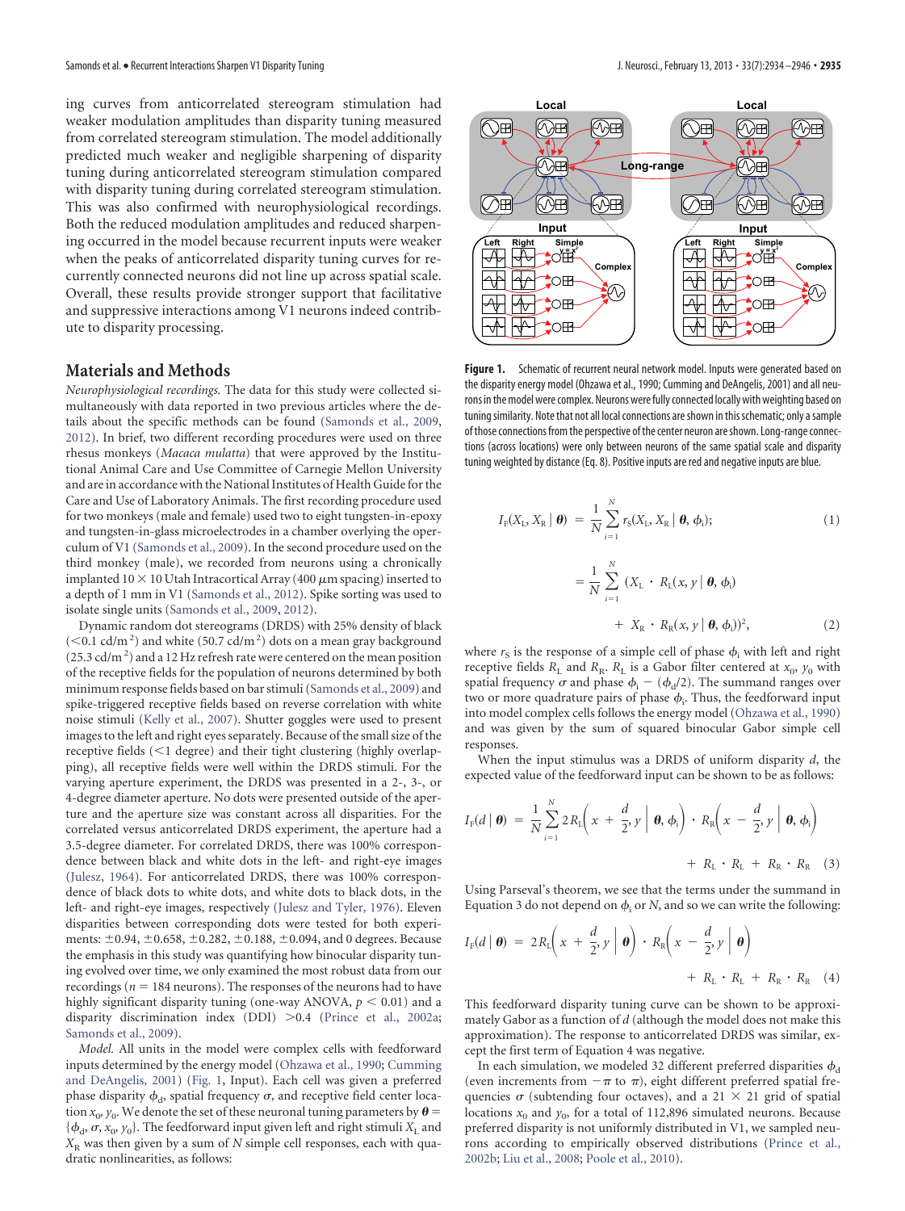ing curves from anticorrelated stereogram stimulation had weaker modulation amplitudes than disparity tuning measured from correlated stereogram stimulation. The model additionally predicted much weaker and negligible sharpening of disparity tuning during anticorrelated stereogram stimulation compared with disparity tuning during correlated stereogram stimulation. This was also confirmed with neurophysiological recordings. Both the reduced modulation amplitudes and reduced sharpening occurred in the model because recurrent inputs were weaker when the peaks of anticorrelated disparity tuning curves for recurrently connected neurons did not line up across spatial scale. Overall, these results provide stronger support that facilitative and suppressive interactions among V1 neurons indeed contribute to disparity processing.

## Materials and Methods

*Neurophysiological recordings.* The data for this study were collected simultaneously with data reported in two previous articles where the details about the specific methods can be found (Samonds et al., 2009, 2012). In brief, two different recording procedures were used on three rhesus monkeys (*Macaca mulatta*) that were approved by the Institutional Animal Care and Use Committee of Carnegie Mellon University and are in accordance with the National Institutes of Health Guide for the Care and Use of Laboratory Animals. The first recording procedure used for two monkeys (male and female) used two to eight tungsten-in-epoxy and tungsten-in-glass microelectrodes in a chamber overlying the operculum of V1 (Samonds et al., 2009). In the second procedure used on the third monkey (male), we recorded from neurons using a chronically implanted $10 \times 10$ Utah Intracortical Array (400 $\mu$m spacing) inserted to a depth of 1 mm in V1 (Samonds et al., 2012). Spike sorting was used to isolate single units (Samonds et al., 2009, 2012).

Dynamic random dot stereograms (DRDS) with 25% density of black ($<0.1$ cd/m$^2$) and white (50.7 cd/m$^2$) dots on a mean gray background (25.3 cd/m$^2$) and a 12 Hz refresh rate were centered on the mean position of the receptive fields for the population of neurons determined by both minimum response fields based on bar stimuli (Samonds et al., 2009) and spike-triggered receptive fields based on reverse correlation with white noise stimuli (Kelly et al., 2007). Shutter goggles were used to present images to the left and right eyes separately. Because of the small size of the receptive fields ($<1$ degree) and their tight clustering (highly overlapping), all receptive fields were well within the DRDS stimuli. For the varying aperture experiment, the DRDS was presented in a 2-, 3-, or 4-degree diameter aperture. No dots were presented outside of the aperture and the aperture size was constant across all disparities. For the correlated versus anticorrelated DRDS experiment, the aperture had a 3.5-degree diameter. For correlated DRDS, there was 100% correspondence between black and white dots in the left- and right-eye images (Julesz, 1964). For anticorrelated DRDS, there was 100% correspondence of black dots to white dots, and white dots to black dots, in the left- and right-eye images, respectively (Julesz and Tyler, 1976). Eleven disparities between corresponding dots were tested for both experiments: $\pm 0.94$, $\pm 0.658$, $\pm 0.282$, $\pm 0.188$, $\pm 0.094$, and 0 degrees. Because the emphasis in this study was quantifying how binocular disparity tuning evolved over time, we only examined the most robust data from our recordings ($n = 184$ neurons). The responses of the neurons had to have highly significant disparity tuning (one-way ANOVA, $p < 0.01$) and a disparity discrimination index (DDI) $>0.4$ (Prince et al., 2002a; Samonds et al., 2009).

*Model.* All units in the model were complex cells with feedforward inputs determined by the energy model (Ohzawa et al., 1990; Cumming and DeAngelis, 2001) (Fig. 1, Input). Each cell was given a preferred phase disparity $\phi_d$, spatial frequency $\sigma$, and receptive field center location $x_0$, $y_0$. We denote the set of these neuronal tuning parameters by $\boldsymbol{\theta} = \{\phi_d, \sigma, x_0, y_0\}$. The feedforward input given left and right stimuli $X_L$ and $X_R$ was then given by a sum of $N$ simple cell responses, each with quadratic nonlinearities, as follows:

Figure 1. Schematic of recurrent neural network model. Inputs were generated based on the disparity energy model (Ohzawa et al., 1990; Cumming and DeAngelis, 2001) and all neurons in the model were complex. Neurons were fully connected locally with weighting based on tuning similarity. Note that not all local connections are shown in this schematic; only a sample of those connections from the perspective of the center neuron are shown. Long-range connections (across locations) were only between neurons of the same spatial scale and disparity tuning weighted by distance (Eq. 8). Positive inputs are red and negative inputs are blue.

$$I_F(X_L, X_R \mid \boldsymbol{\theta}) = \frac{1}{N}\sum_{i=1}^{N} r_S(X_L, X_R \mid \boldsymbol{\theta}, \phi_i); \tag{1}$$

$$= \frac{1}{N}\sum_{i=1}^{N} (X_L \cdot R_L(x, y \mid \boldsymbol{\theta}, \phi_i) + X_R \cdot R_R(x, y \mid \boldsymbol{\theta}, \phi_i))^2, \tag{2}$$

where $r_S$ is the response of a simple cell of phase $\phi_i$ with left and right receptive fields $R_L$ and $R_R$. $R_L$ is a Gabor filter centered at $x_0$, $y_0$ with spatial frequency $\sigma$ and phase $\phi_i - (\phi_d/2)$. The summand ranges over two or more quadrature pairs of phase $\phi_i$. Thus, the feedforward input into model complex cells follows the energy model (Ohzawa et al., 1990) and was given by the sum of squared binocular Gabor simple cell responses.

When the input stimulus was a DRDS of uniform disparity $d$, the expected value of the feedforward input can be shown to be as follows:

$$I_F(d \mid \boldsymbol{\theta}) = \frac{1}{N}\sum_{i=1}^{N} 2R_L\left(x + \frac{d}{2}, y \,\middle|\, \boldsymbol{\theta}, \phi_i\right) \cdot R_R\left(x - \frac{d}{2}, y \,\middle|\, \boldsymbol{\theta}, \phi_i\right) + R_L \cdot R_L + R_R \cdot R_R \tag{3}$$

Using Parseval's theorem, we see that the terms under the summand in Equation 3 do not depend on $\phi_i$ or $N$, and so we can write the following:

$$I_F(d \mid \boldsymbol{\theta}) = 2R_L\left(x + \frac{d}{2}, y \,\middle|\, \boldsymbol{\theta}\right) \cdot R_R\left(x - \frac{d}{2}, y \,\middle|\, \boldsymbol{\theta}\right) + R_L \cdot R_L + R_R \cdot R_R \tag{4}$$

This feedforward disparity tuning curve can be shown to be approximately Gabor as a function of $d$ (although the model does not make this approximation). The response to anticorrelated DRDS was similar, except the first term of Equation 4 was negative.

In each simulation, we modeled 32 different preferred disparities $\phi_d$ (even increments from $-\pi$ to $\pi$), eight different preferred spatial frequencies $\sigma$ (subtending four octaves), and a $21 \times 21$ grid of spatial locations $x_0$ and $y_0$, for a total of 112,896 simulated neurons. Because preferred disparity is not uniformly distributed in V1, we sampled neurons according to empirically observed distributions (Prince et al., 2002b; Liu et al., 2008; Poole et al., 2010).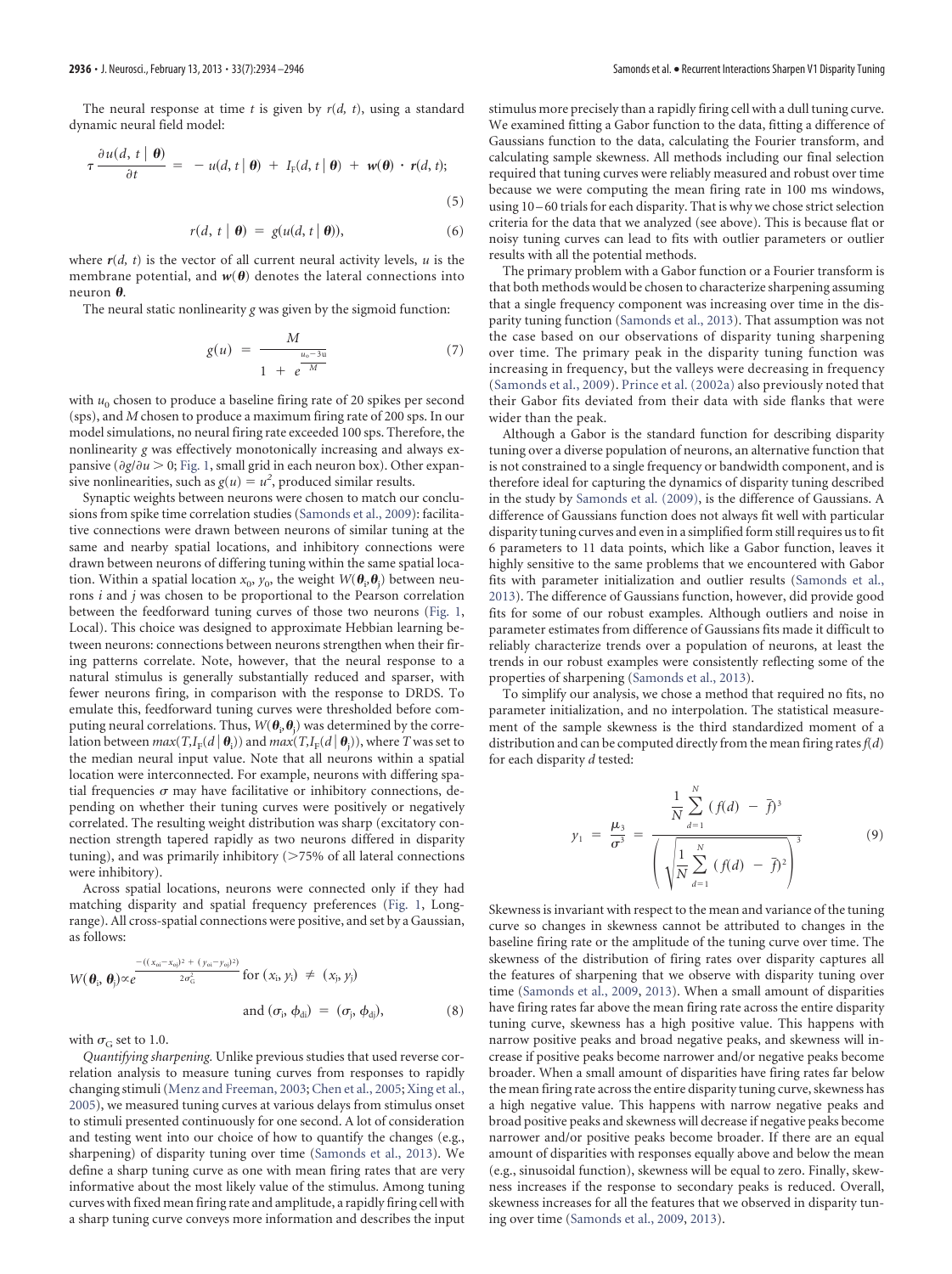The neural response at time $t$ is given by $r(d, t)$, using a standard dynamic neural field model:

$$\tau \frac{\partial u(d, t \mid \boldsymbol{\theta})}{\partial t} = -u(d, t \mid \boldsymbol{\theta}) + I_F(d, t \mid \boldsymbol{\theta}) + \boldsymbol{w}(\boldsymbol{\theta}) \cdot \boldsymbol{r}(d, t); \tag{5}$$

$$r(d, t \mid \boldsymbol{\theta}) = g(u(d, t \mid \boldsymbol{\theta})), \tag{6}$$

where $\boldsymbol{r}(d, t)$ is the vector of all current neural activity levels, $u$ is the membrane potential, and $\boldsymbol{w}(\boldsymbol{\theta})$ denotes the lateral connections into neuron $\boldsymbol{\theta}$.

The neural static nonlinearity $g$ was given by the sigmoid function:

$$g(u) = \frac{M}{1 + e^{\frac{u_0 - 3u}{M}}} \tag{7}$$

with $u_0$ chosen to produce a baseline firing rate of 20 spikes per second (sps), and $M$ chosen to produce a maximum firing rate of 200 sps. In our model simulations, no neural firing rate exceeded 100 sps. Therefore, the nonlinearity $g$ was effectively monotonically increasing and always expansive ($\partial g/\partial u > 0$; Fig. 1, small grid in each neuron box). Other expansive nonlinearities, such as $g(u) = u^2$, produced similar results.

Synaptic weights between neurons were chosen to match our conclusions from spike time correlation studies (Samonds et al., 2009): facilitative connections were drawn between neurons of similar tuning at the same and nearby spatial locations, and inhibitory connections were drawn between neurons of differing tuning within the same spatial location. Within a spatial location $x_0$, $y_0$, the weight $W(\boldsymbol{\theta}_i, \boldsymbol{\theta}_j)$ between neurons $i$ and $j$ was chosen to be proportional to the Pearson correlation between the feedforward tuning curves of those two neurons (Fig. 1, Local). This choice was designed to approximate Hebbian learning between neurons: connections between neurons strengthen when their firing patterns correlate. Note, however, that the neural response to a natural stimulus is generally substantially reduced and sparser, with fewer neurons firing, in comparison with the response to DRDS. To emulate this, feedforward tuning curves were thresholded before computing neural correlations. Thus, $W(\boldsymbol{\theta}_i, \boldsymbol{\theta}_j)$ was determined by the correlation between $max(T, I_F(d \mid \boldsymbol{\theta}_i))$ and $max(T, I_F(d \mid \boldsymbol{\theta}_j))$, where $T$ was set to the median neural input value. Note that all neurons within a spatial location were interconnected. For example, neurons with differing spatial frequencies $\sigma$ may have facilitative or inhibitory connections, depending on whether their tuning curves were positively or negatively correlated. The resulting weight distribution was sharp (excitatory connection strength tapered rapidly as two neurons differed in disparity tuning), and was primarily inhibitory (>75% of all lateral connections were inhibitory).

Across spatial locations, neurons were connected only if they had matching disparity and spatial frequency preferences (Fig. 1, Long-range). All cross-spatial connections were positive, and set by a Gaussian, as follows:

$$W(\boldsymbol{\theta}_i, \boldsymbol{\theta}_j) \propto e^{\frac{-((x_{oi} - x_{oj})^2 + (y_{oi} - y_{oj})^2)}{2\sigma_G^2}} \text{ for } (x_i, y_i) \neq (x_j, y_j)$$
$$\text{and } (\sigma_i, \phi_{di}) = (\sigma_j, \phi_{dj}), \tag{8}$$

with $\sigma_G$ set to 1.0.

*Quantifying sharpening.* Unlike previous studies that used reverse correlation analysis to measure tuning curves from responses to rapidly changing stimuli (Menz and Freeman, 2003; Chen et al., 2005; Xing et al., 2005), we measured tuning curves at various delays from stimulus onset to stimuli presented continuously for one second. A lot of consideration and testing went into our choice of how to quantify the changes (e.g., sharpening) of disparity tuning over time (Samonds et al., 2013). We define a sharp tuning curve as one with mean firing rates that are very informative about the most likely value of the stimulus. Among tuning curves with fixed mean firing rate and amplitude, a rapidly firing cell with a sharp tuning curve conveys more information and describes the input stimulus more precisely than a rapidly firing cell with a dull tuning curve. We examined fitting a Gabor function to the data, fitting a difference of Gaussians function to the data, calculating the Fourier transform, and calculating sample skewness. All methods including our final selection required that tuning curves were reliably measured and robust over time because we were computing the mean firing rate in 100 ms windows, using 10–60 trials for each disparity. That is why we chose strict selection criteria for the data that we analyzed (see above). This is because flat or noisy tuning curves can lead to fits with outlier parameters or outlier results with all the potential methods.

The primary problem with a Gabor function or a Fourier transform is that both methods would be chosen to characterize sharpening assuming that a single frequency component was increasing over time in the disparity tuning function (Samonds et al., 2013). That assumption was not the case based on our observations of disparity tuning sharpening over time. The primary peak in the disparity tuning function was increasing in frequency, but the valleys were decreasing in frequency (Samonds et al., 2009). Prince et al. (2002a) also previously noted that their Gabor fits deviated from their data with side flanks that were wider than the peak.

Although a Gabor is the standard function for describing disparity tuning over a diverse population of neurons, an alternative function that is not constrained to a single frequency or bandwidth component, and is therefore ideal for capturing the dynamics of disparity tuning described in the study by Samonds et al. (2009), is the difference of Gaussians. A difference of Gaussians function does not always fit well with particular disparity tuning curves and even in a simplified form still requires us to fit 6 parameters to 11 data points, which like a Gabor function, leaves it highly sensitive to the same problems that we encountered with Gabor fits with parameter initialization and outlier results (Samonds et al., 2013). The difference of Gaussians function, however, did provide good fits for some of our robust examples. Although outliers and noise in parameter estimates from difference of Gaussians fits made it difficult to reliably characterize trends over a population of neurons, at least the trends in our robust examples were consistently reflecting some of the properties of sharpening (Samonds et al., 2013).

To simplify our analysis, we chose a method that required no fits, no parameter initialization, and no interpolation. The statistical measurement of the sample skewness is the third standardized moment of a distribution and can be computed directly from the mean firing rates $f(d)$ for each disparity $d$ tested:

$$\gamma_1 = \frac{\mu_3}{\sigma^3} = \frac{\frac{1}{N}\sum_{d=1}^{N}(f(d) - \bar{f})^3}{\left(\sqrt{\frac{1}{N}\sum_{d=1}^{N}(f(d) - \bar{f})^2}\right)^3} \tag{9}$$

Skewness is invariant with respect to the mean and variance of the tuning curve so changes in skewness cannot be attributed to changes in the baseline firing rate or the amplitude of the tuning curve over time. The skewness of the distribution of firing rates over disparity captures all the features of sharpening that we observe with disparity tuning over time (Samonds et al., 2009, 2013). When a small amount of disparities have firing rates far above the mean firing rate across the entire disparity tuning curve, skewness has a high positive value. This happens with narrow positive peaks and broad negative peaks, and skewness will increase if positive peaks become narrower and/or negative peaks become broader. When a small amount of disparities have firing rates far below the mean firing rate across the entire disparity tuning curve, skewness has a high negative value. This happens with narrow negative peaks and broad positive peaks and skewness will decrease if negative peaks become narrower and/or positive peaks become broader. If there are an equal amount of disparities with responses equally above and below the mean (e.g., sinusoidal function), skewness will be equal to zero. Finally, skewness increases if the response to secondary peaks is reduced. Overall, skewness increases for all the features that we observed in disparity tuning over time (Samonds et al., 2009, 2013).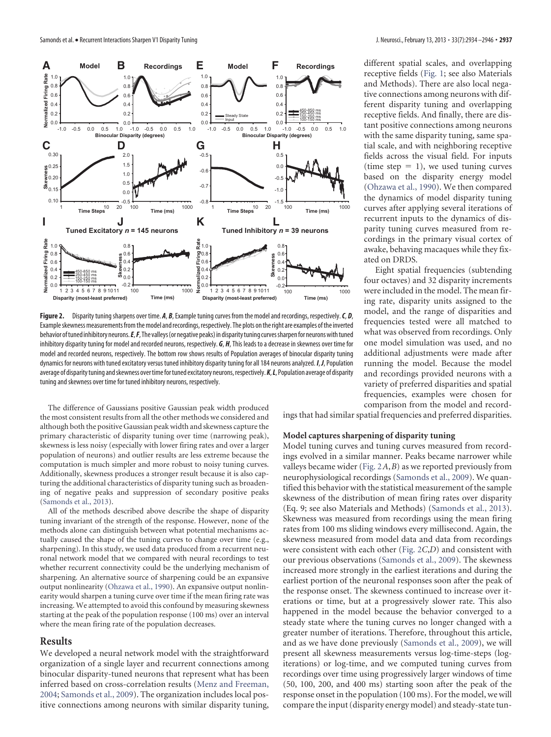**Figure 2.** Disparity tuning sharpens over time. ***A***, ***B***, Example tuning curves from the model and recordings, respectively. ***C***, ***D***, Example skewness measurements from the model and recordings, respectively. The plots on the right are examples of the inverted behavior of tuned inhibitory neurons. ***E***, ***F***, The valleys (or negative peaks) in disparity tuning curves sharpen for neurons with tuned inhibitory disparity tuning for model and recorded neurons, respectively. ***G***, ***H***, This leads to a decrease in skewness over time for model and recorded neurons, respectively. The bottom row shows results of Population averages of binocular disparity tuning dynamics for neurons with tuned excitatory versus tuned inhibitory disparity tuning for all 184 neurons analyzed. ***I***, ***J***, Population average of disparity tuning and skewness over time for tuned excitatory neurons, respectively. ***K***, ***L***, Population average of disparity tuning and skewness over time for tuned inhibitory neurons, respectively.

The difference of Gaussians positive Gaussian peak width produced the most consistent results from all the other methods we considered and although both the positive Gaussian peak width and skewness capture the primary characteristic of disparity tuning over time (narrowing peak), skewness is less noisy (especially with lower firing rates and over a larger population of neurons) and outlier results are less extreme because the computation is much simpler and more robust to noisy tuning curves. Additionally, skewness produces a stronger result because it is also capturing the additional characteristics of disparity tuning such as broadening of negative peaks and suppression of secondary positive peaks (Samonds et al., 2013).

All of the methods described above describe the shape of disparity tuning invariant of the strength of the response. However, none of the methods alone can distinguish between what potential mechanisms actually caused the shape of the tuning curves to change over time (e.g., sharpening). In this study, we used data produced from a recurrent neuronal network model that we compared with neural recordings to test whether recurrent connectivity could be the underlying mechanism of sharpening. An alternative source of sharpening could be an expansive output nonlinearity (Ohzawa et al., 1990). An expansive output nonlinearity would sharpen a tuning curve over time if the mean firing rate was increasing. We attempted to avoid this confound by measuring skewness starting at the peak of the population response (100 ms) over an interval where the mean firing rate of the population decreases.

## Results

We developed a neural network model with the straightforward organization of a single layer and recurrent connections among binocular disparity-tuned neurons that represent what has been inferred based on cross-correlation results (Menz and Freeman, 2004; Samonds et al., 2009). The organization includes local positive connections among neurons with similar disparity tuning, different spatial scales, and overlapping receptive fields (Fig. 1; see also Materials and Methods). There are also local negative connections among neurons with different disparity tuning and overlapping receptive fields. And finally, there are distant positive connections among neurons with the same disparity tuning, same spatial scale, and with neighboring receptive fields across the visual field. For inputs (time step = 1), we used tuning curves based on the disparity energy model (Ohzawa et al., 1990). We then compared the dynamics of model disparity tuning curves after applying several iterations of recurrent inputs to the dynamics of disparity tuning curves measured from recordings in the primary visual cortex of awake, behaving macaques while they fixated on DRDS.

Eight spatial frequencies (subtending four octaves) and 32 disparity increments were included in the model. The mean firing rate, disparity units assigned to the model, and the range of disparities and frequencies tested were all matched to what was observed from recordings. Only one model simulation was used, and no additional adjustments were made after running the model. Because the model and recordings provided neurons with a variety of preferred disparities and spatial frequencies, examples were chosen for comparison from the model and recordings that had similar spatial frequencies and preferred disparities.

### Model captures sharpening of disparity tuning

Model tuning curves and tuning curves measured from recordings evolved in a similar manner. Peaks became narrower while valleys became wider (Fig. 2*A*,*B*) as we reported previously from neurophysiological recordings (Samonds et al., 2009). We quantified this behavior with the statistical measurement of the sample skewness of the distribution of mean firing rates over disparity (Eq. 9; see also Materials and Methods) (Samonds et al., 2013). Skewness was measured from recordings using the mean firing rates from 100 ms sliding windows every millisecond. Again, the skewness measured from model data and data from recordings were consistent with each other (Fig. 2*C*,*D*) and consistent with our previous observations (Samonds et al., 2009). The skewness increased more strongly in the earliest iterations and during the earliest portion of the neuronal responses soon after the peak of the response onset. The skewness continued to increase over iterations or time, but at a progressively slower rate. This also happened in the model because the behavior converged to a steady state where the tuning curves no longer changed with a greater number of iterations. Therefore, throughout this article, and as we have done previously (Samonds et al., 2009), we will present all skewness measurements versus log-time-steps (log-iterations) or log-time, and we computed tuning curves from recordings over time using progressively larger windows of time (50, 100, 200, and 400 ms) starting soon after the peak of the response onset in the population (100 ms). For the model, we will compare the input (disparity energy model) and steady-state tun-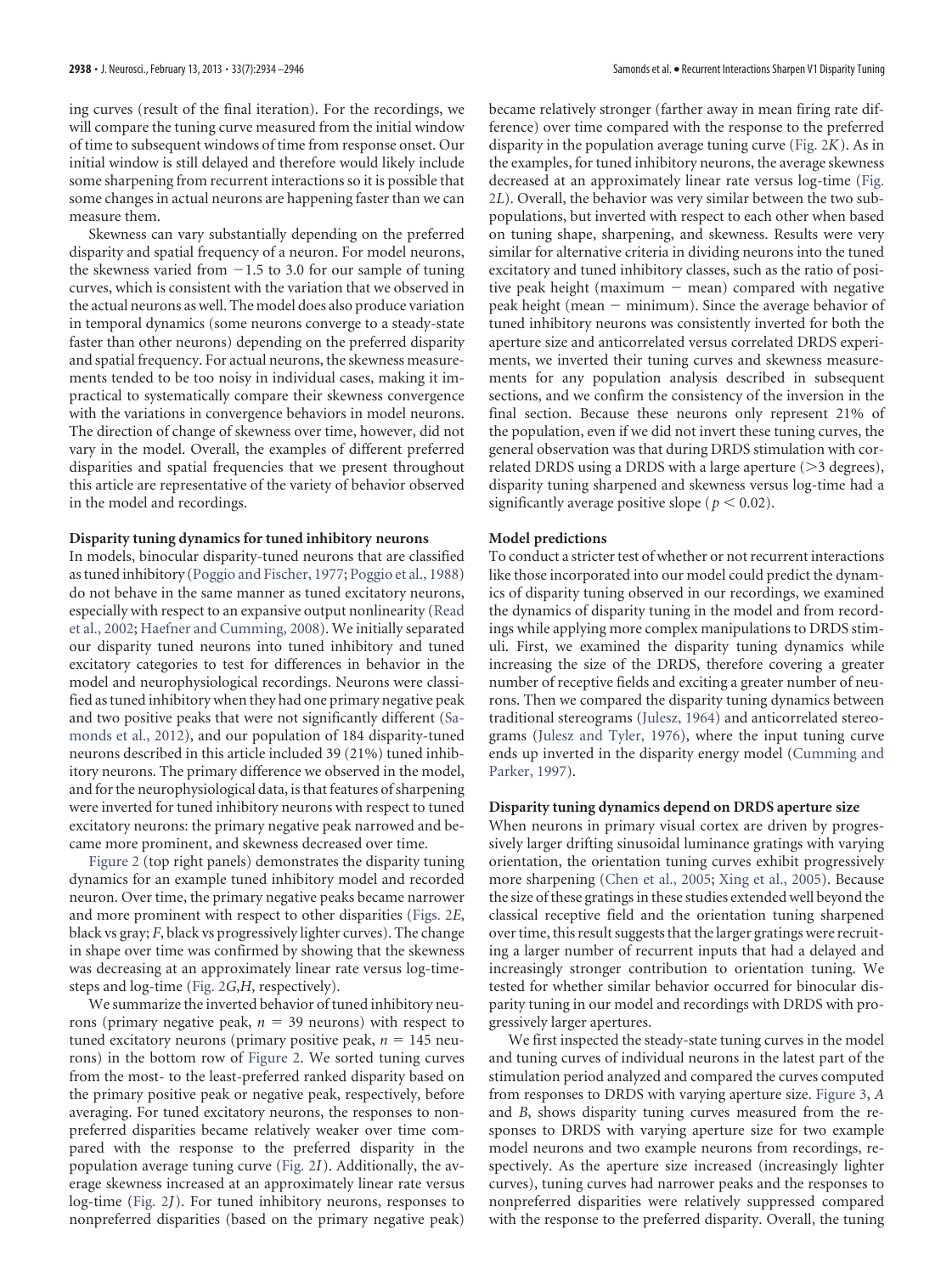ing curves (result of the final iteration). For the recordings, we will compare the tuning curve measured from the initial window of time to subsequent windows of time from response onset. Our initial window is still delayed and therefore would likely include some sharpening from recurrent interactions so it is possible that some changes in actual neurons are happening faster than we can measure them.

Skewness can vary substantially depending on the preferred disparity and spatial frequency of a neuron. For model neurons, the skewness varied from −1.5 to 3.0 for our sample of tuning curves, which is consistent with the variation that we observed in the actual neurons as well. The model does also produce variation in temporal dynamics (some neurons converge to a steady-state faster than other neurons) depending on the preferred disparity and spatial frequency. For actual neurons, the skewness measurements tended to be too noisy in individual cases, making it impractical to systematically compare their skewness convergence with the variations in convergence behaviors in model neurons. The direction of change of skewness over time, however, did not vary in the model. Overall, the examples of different preferred disparities and spatial frequencies that we present throughout this article are representative of the variety of behavior observed in the model and recordings.

### Disparity tuning dynamics for tuned inhibitory neurons

In models, binocular disparity-tuned neurons that are classified as tuned inhibitory (Poggio and Fischer, 1977; Poggio et al., 1988) do not behave in the same manner as tuned excitatory neurons, especially with respect to an expansive output nonlinearity (Read et al., 2002; Haefner and Cumming, 2008). We initially separated our disparity tuned neurons into tuned inhibitory and tuned excitatory categories to test for differences in behavior in the model and neurophysiological recordings. Neurons were classified as tuned inhibitory when they had one primary negative peak and two positive peaks that were not significantly different (Samonds et al., 2012), and our population of 184 disparity-tuned neurons described in this article included 39 (21%) tuned inhibitory neurons. The primary difference we observed in the model, and for the neurophysiological data, is that features of sharpening were inverted for tuned inhibitory neurons with respect to tuned excitatory neurons: the primary negative peak narrowed and became more prominent, and skewness decreased over time.

Figure 2 (top right panels) demonstrates the disparity tuning dynamics for an example tuned inhibitory model and recorded neuron. Over time, the primary negative peaks became narrower and more prominent with respect to other disparities (Figs. 2*E*, black vs gray; *F*, black vs progressively lighter curves). The change in shape over time was confirmed by showing that the skewness was decreasing at an approximately linear rate versus log-time-steps and log-time (Fig. 2*G*,*H*, respectively).

We summarize the inverted behavior of tuned inhibitory neurons (primary negative peak, $n = 39$ neurons) with respect to tuned excitatory neurons (primary positive peak, $n = 145$ neurons) in the bottom row of Figure 2. We sorted tuning curves from the most- to the least-preferred ranked disparity based on the primary positive peak or negative peak, respectively, before averaging. For tuned excitatory neurons, the responses to nonpreferred disparities became relatively weaker over time compared with the response to the preferred disparity in the population average tuning curve (Fig. 2*I*). Additionally, the average skewness increased at an approximately linear rate versus log-time (Fig. 2*J*). For tuned inhibitory neurons, responses to nonpreferred disparities (based on the primary negative peak) became relatively stronger (farther away in mean firing rate difference) over time compared with the response to the preferred disparity in the population average tuning curve (Fig. 2*K*). As in the examples, for tuned inhibitory neurons, the average skewness decreased at an approximately linear rate versus log-time (Fig. 2*L*). Overall, the behavior was very similar between the two subpopulations, but inverted with respect to each other when based on tuning shape, sharpening, and skewness. Results were very similar for alternative criteria in dividing neurons into the tuned excitatory and tuned inhibitory classes, such as the ratio of positive peak height (maximum − mean) compared with negative peak height (mean − minimum). Since the average behavior of tuned inhibitory neurons was consistently inverted for both the aperture size and anticorrelated versus correlated DRDS experiments, we inverted their tuning curves and skewness measurements for any population analysis described in subsequent sections, and we confirm the consistency of the inversion in the final section. Because these neurons only represent 21% of the population, even if we did not invert these tuning curves, the general observation was that during DRDS stimulation with correlated DRDS using a DRDS with a large aperture (>3 degrees), disparity tuning sharpened and skewness versus log-time had a significantly average positive slope ($p < 0.02$).

### Model predictions

To conduct a stricter test of whether or not recurrent interactions like those incorporated into our model could predict the dynamics of disparity tuning observed in our recordings, we examined the dynamics of disparity tuning in the model and from recordings while applying more complex manipulations to DRDS stimuli. First, we examined the disparity tuning dynamics while increasing the size of the DRDS, therefore covering a greater number of receptive fields and exciting a greater number of neurons. Then we compared the disparity tuning dynamics between traditional stereograms (Julesz, 1964) and anticorrelated stereograms (Julesz and Tyler, 1976), where the input tuning curve ends up inverted in the disparity energy model (Cumming and Parker, 1997).

### Disparity tuning dynamics depend on DRDS aperture size

When neurons in primary visual cortex are driven by progressively larger drifting sinusoidal luminance gratings with varying orientation, the orientation tuning curves exhibit progressively more sharpening (Chen et al., 2005; Xing et al., 2005). Because the size of these gratings in these studies extended well beyond the classical receptive field and the orientation tuning sharpened over time, this result suggests that the larger gratings were recruiting a larger number of recurrent inputs that had a delayed and increasingly stronger contribution to orientation tuning. We tested for whether similar behavior occurred for binocular disparity tuning in our model and recordings with DRDS with progressively larger apertures.

We first inspected the steady-state tuning curves in the model and tuning curves of individual neurons in the latest part of the stimulation period analyzed and compared the curves computed from responses to DRDS with varying aperture size. Figure 3, *A* and *B*, shows disparity tuning curves measured from the responses to DRDS with varying aperture size for two example model neurons and two example neurons from recordings, respectively. As the aperture size increased (increasingly lighter curves), tuning curves had narrower peaks and the responses to nonpreferred disparities were relatively suppressed compared with the response to the preferred disparity. Overall, the tuning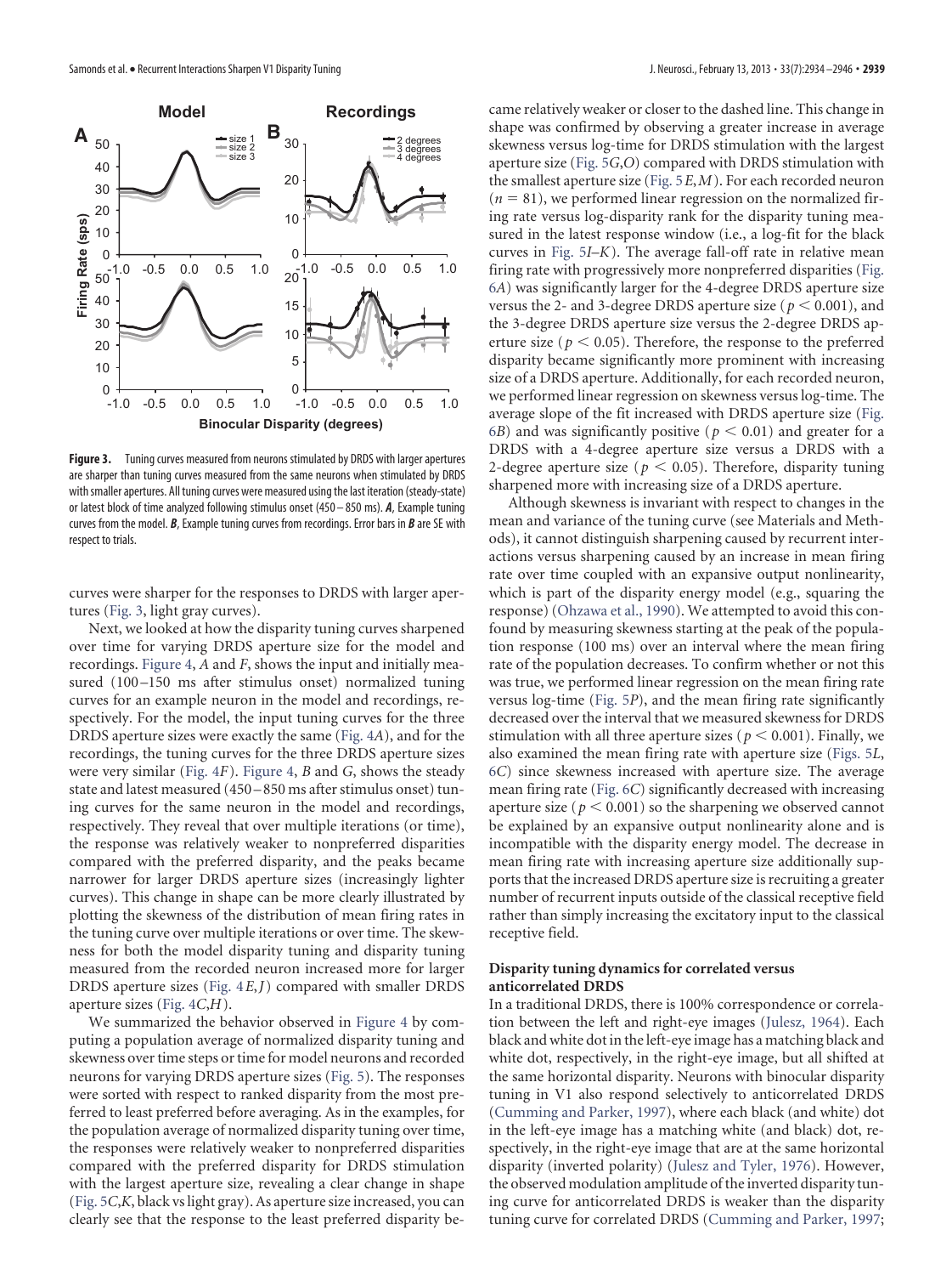**Figure 3.** Tuning curves measured from neurons stimulated by DRDS with larger apertures are sharper than tuning curves measured from the same neurons when stimulated by DRDS with smaller apertures. All tuning curves were measured using the last iteration (steady-state) or latest block of time analyzed following stimulus onset (450 – 850 ms). ***A***, Example tuning curves from the model. ***B***, Example tuning curves from recordings. Error bars in ***B*** are SE with respect to trials.

curves were sharper for the responses to DRDS with larger apertures (Fig. 3, light gray curves).

Next, we looked at how the disparity tuning curves sharpened over time for varying DRDS aperture size for the model and recordings. Figure 4, *A* and *F*, shows the input and initially measured (100–150 ms after stimulus onset) normalized tuning curves for an example neuron in the model and recordings, respectively. For the model, the input tuning curves for the three DRDS aperture sizes were exactly the same (Fig. 4*A*), and for the recordings, the tuning curves for the three DRDS aperture sizes were very similar (Fig. 4*F*). Figure 4, *B* and *G*, shows the steady state and latest measured (450–850 ms after stimulus onset) tuning curves for the same neuron in the model and recordings, respectively. They reveal that over multiple iterations (or time), the response was relatively weaker to nonpreferred disparities compared with the preferred disparity, and the peaks became narrower for larger DRDS aperture sizes (increasingly lighter curves). This change in shape can be more clearly illustrated by plotting the skewness of the distribution of mean firing rates in the tuning curve over multiple iterations or over time. The skewness for both the model disparity tuning and disparity tuning measured from the recorded neuron increased more for larger DRDS aperture sizes (Fig. 4*E*,*J*) compared with smaller DRDS aperture sizes (Fig. 4*C*,*H*).

We summarized the behavior observed in Figure 4 by computing a population average of normalized disparity tuning and skewness over time steps or time for model neurons and recorded neurons for varying DRDS aperture sizes (Fig. 5). The responses were sorted with respect to ranked disparity from the most preferred to least preferred before averaging. As in the examples, for the population average of normalized disparity tuning over time, the responses were relatively weaker to nonpreferred disparities compared with the preferred disparity for DRDS stimulation with the largest aperture size, revealing a clear change in shape (Fig. 5*C*,*K*, black vs light gray). As aperture size increased, you can clearly see that the response to the least preferred disparity became relatively weaker or closer to the dashed line. This change in shape was confirmed by observing a greater increase in average skewness versus log-time for DRDS stimulation with the largest aperture size (Fig. 5*G*,*O*) compared with DRDS stimulation with the smallest aperture size (Fig. 5*E*,*M*). For each recorded neuron ($n = 81$), we performed linear regression on the normalized firing rate versus log-disparity rank for the disparity tuning measured in the latest response window (i.e., a log-fit for the black curves in Fig. 5*I*–*K*). The average fall-off rate in relative mean firing rate with progressively more nonpreferred disparities (Fig. 6*A*) was significantly larger for the 4-degree DRDS aperture size versus the 2- and 3-degree DRDS aperture size ($p < 0.001$), and the 3-degree DRDS aperture size versus the 2-degree DRDS aperture size ($p < 0.05$). Therefore, the response to the preferred disparity became significantly more prominent with increasing size of a DRDS aperture. Additionally, for each recorded neuron, we performed linear regression on skewness versus log-time. The average slope of the fit increased with DRDS aperture size (Fig. 6*B*) and was significantly positive ($p < 0.01$) and greater for a DRDS with a 4-degree aperture size versus a DRDS with a 2-degree aperture size ($p < 0.05$). Therefore, disparity tuning sharpened more with increasing size of a DRDS aperture.

Although skewness is invariant with respect to changes in the mean and variance of the tuning curve (see Materials and Methods), it cannot distinguish sharpening caused by recurrent interactions versus sharpening caused by an increase in mean firing rate over time coupled with an expansive output nonlinearity, which is part of the disparity energy model (e.g., squaring the response) (Ohzawa et al., 1990). We attempted to avoid this confound by measuring skewness starting at the peak of the population response (100 ms) over an interval where the mean firing rate of the population decreases. To confirm whether or not this was true, we performed linear regression on the mean firing rate versus log-time (Fig. 5*P*), and the mean firing rate significantly decreased over the interval that we measured skewness for DRDS stimulation with all three aperture sizes ($p < 0.001$). Finally, we also examined the mean firing rate with aperture size (Figs. 5*L*, 6*C*) since skewness increased with aperture size. The average mean firing rate (Fig. 6*C*) significantly decreased with increasing aperture size ($p < 0.001$) so the sharpening we observed cannot be explained by an expansive output nonlinearity alone and is incompatible with the disparity energy model. The decrease in mean firing rate with increasing aperture size additionally supports that the increased DRDS aperture size is recruiting a greater number of recurrent inputs outside of the classical receptive field rather than simply increasing the excitatory input to the classical receptive field.

### Disparity tuning dynamics for correlated versus anticorrelated DRDS

In a traditional DRDS, there is 100% correspondence or correlation between the left and right-eye images (Julesz, 1964). Each black and white dot in the left-eye image has a matching black and white dot, respectively, in the right-eye image, but all shifted at the same horizontal disparity. Neurons with binocular disparity tuning in V1 also respond selectively to anticorrelated DRDS (Cumming and Parker, 1997), where each black (and white) dot in the left-eye image has a matching white (and black) dot, respectively, in the right-eye image that are at the same horizontal disparity (inverted polarity) (Julesz and Tyler, 1976). However, the observed modulation amplitude of the inverted disparity tuning curve for anticorrelated DRDS is weaker than the disparity tuning curve for correlated DRDS (Cumming and Parker, 1997;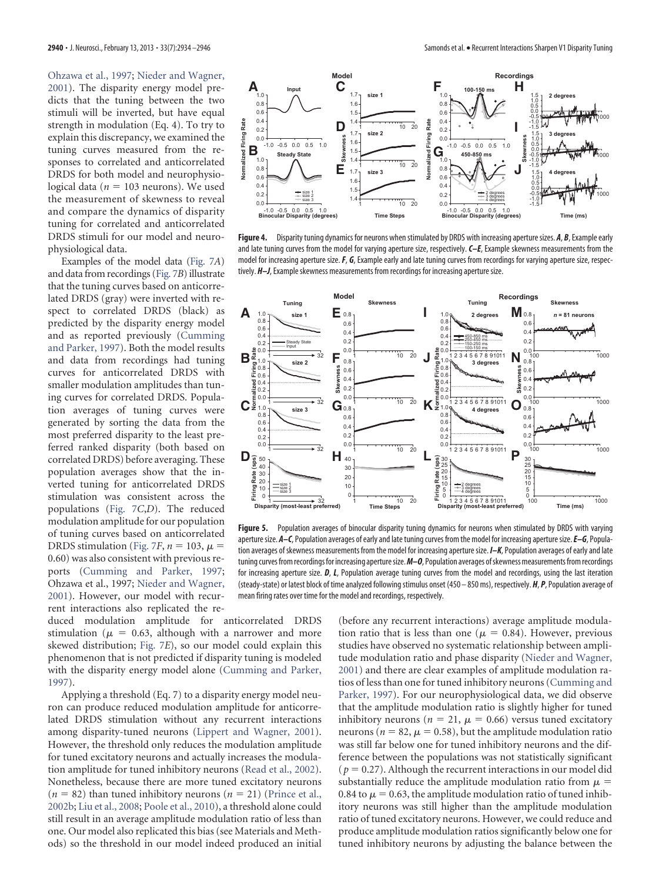Ohzawa et al., 1997; Nieder and Wagner, 2001). The disparity energy model predicts that the tuning between the two stimuli will be inverted, but have equal strength in modulation (Eq. 4). To try to explain this discrepancy, we examined the tuning curves measured from the responses to correlated and anticorrelated DRDS for both model and neurophysiological data ($n = 103$ neurons). We used the measurement of skewness to reveal and compare the dynamics of disparity tuning for correlated and anticorrelated DRDS stimuli for our model and neurophysiological data.

Examples of the model data (Fig. 7*A*) and data from recordings (Fig. 7*B*) illustrate that the tuning curves based on anticorrelated DRDS (gray) were inverted with respect to correlated DRDS (black) as predicted by the disparity energy model and as reported previously (Cumming and Parker, 1997). Both the model results and data from recordings had tuning curves for anticorrelated DRDS with smaller modulation amplitudes than tuning curves for correlated DRDS. Population averages of tuning curves were generated by sorting the data from the most preferred disparity to the least preferred ranked disparity (both based on correlated DRDS) before averaging. These population averages show that the inverted tuning for anticorrelated DRDS stimulation was consistent across the populations (Fig. 7*C*,*D*). The reduced modulation amplitude for our population of tuning curves based on anticorrelated DRDS stimulation (Fig. 7*F*, $n = 103$, $\mu = 0.60$) was also consistent with previous reports (Cumming and Parker, 1997; Ohzawa et al., 1997; Nieder and Wagner, 2001). However, our model with recurrent interactions also replicated the reduced modulation amplitude for anticorrelated DRDS stimulation ($\mu = 0.63$, although with a narrower and more skewed distribution; Fig. 7*E*), so our model could explain this phenomenon that is not predicted if disparity tuning is modeled with the disparity energy model alone (Cumming and Parker, 1997).

Applying a threshold (Eq. 7) to a disparity energy model neuron can produce reduced modulation amplitude for anticorrelated DRDS stimulation without any recurrent interactions among disparity-tuned neurons (Lippert and Wagner, 2001). However, the threshold only reduces the modulation amplitude for tuned excitatory neurons and actually increases the modulation amplitude for tuned inhibitory neurons (Read et al., 2002). Nonetheless, because there are more tuned excitatory neurons ($n = 82$) than tuned inhibitory neurons ($n = 21$) (Prince et al., 2002b; Liu et al., 2008; Poole et al., 2010), a threshold alone could still result in an average amplitude modulation ratio of less than one. Our model also replicated this bias (see Materials and Methods) so the threshold in our model indeed produced an initial (before any recurrent interactions) average amplitude modulation ratio that is less than one ($\mu = 0.84$). However, previous studies have observed no systematic relationship between amplitude modulation ratio and phase disparity (Nieder and Wagner, 2001) and there are clear examples of amplitude modulation ratios of less than one for tuned inhibitory neurons (Cumming and Parker, 1997). For our neurophysiological data, we did observe that the amplitude modulation ratio is slightly higher for tuned inhibitory neurons ($n = 21$, $\mu = 0.66$) versus tuned excitatory neurons ($n = 82$, $\mu = 0.58$), but the amplitude modulation ratio was still far below one for tuned inhibitory neurons and the difference between the populations was not statistically significant ($p = 0.27$). Although the recurrent interactions in our model did substantially reduce the amplitude modulation ratio from $\mu = 0.84$ to $\mu = 0.63$, the amplitude modulation ratio of tuned inhibitory neurons was still higher than the amplitude modulation ratio of tuned excitatory neurons. However, we could reduce and produce amplitude modulation ratios significantly below one for tuned inhibitory neurons by adjusting the balance between the

**Figure 4.** Disparity tuning dynamics for neurons when stimulated by DRDS with increasing aperture sizes. ***A***, ***B***, Example early and late tuning curves from the model for varying aperture size, respectively. ***C–E***, Example skewness measurements from the model for increasing aperture size. ***F***, ***G***, Example early and late tuning curves from recordings for varying aperture size, respectively. ***H–J***, Example skewness measurements from recordings for increasing aperture size.

**Figure 5.** Population averages of binocular disparity tuning dynamics for neurons when stimulated by DRDS with varying aperture size. ***A–C***, Population averages of early and late tuning curves from the model for increasing aperture size. ***E–G***, Population averages of skewness measurements from the model for increasing aperture size. ***I–K***, Population averages of early and late tuning curves from recordings for increasing aperture size. ***M–O***, Population averages of skewness measurements from recordings for increasing aperture size. ***D***, ***L***, Population average tuning curves from the model and recordings, using the last iteration (steady-state) or latest block of time analyzed following stimulus onset (450–850 ms), respectively. ***H***, ***P***, Population average of mean firing rates over time for the model and recordings, respectively.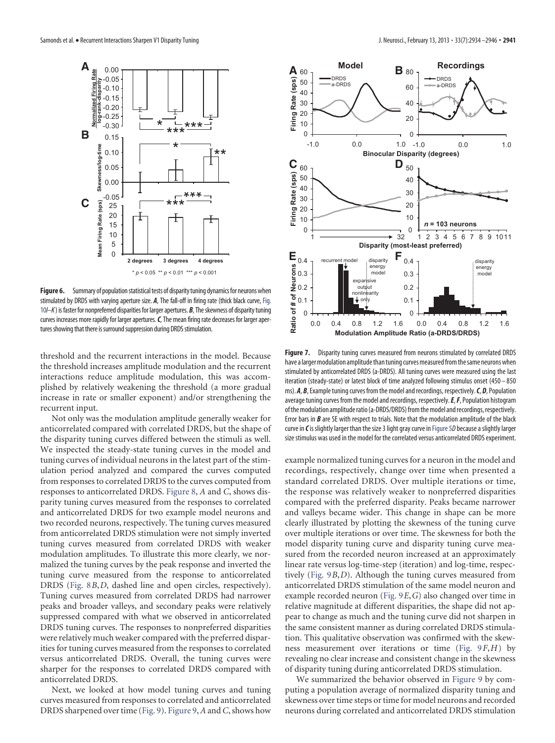**Figure 6.** Summary of population statistical tests of disparity tuning dynamics for neurons when stimulated by DRDS with varying aperture size. ***A***, The fall-off in firing rate (thick black curve, Fig. 10*I*–*K*) is faster for nonpreferred disparities for larger apertures. ***B***, The skewness of disparity tuning curves increases more rapidly for larger apertures. ***C***, The mean firing rate decreases for larger apertures showing that there is surround suppression during DRDS stimulation.

**Figure 7.** Disparity tuning curves measured from neurons stimulated by correlated DRDS have a larger modulation amplitude than tuning curves measured from the same neurons when stimulated by anticorrelated DRDS (a-DRDS). All tuning curves were measured using the last iteration (steady-state) or latest block of time analyzed following stimulus onset (450 – 850 ms). ***A***, ***B***, Example tuning curves from the model and recordings, respectively. ***C***, ***D***, Population average tuning curves from the model and recordings, respectively. ***E***, ***F***, Population histogram of the modulation amplitude ratio (a-DRDS/DRDS) from the model and recordings, respectively. Error bars in ***B*** are SE with respect to trials. Note that the modulation amplitude of the black curve in ***C*** is slightly larger than the size 3 light gray curve in Figure 5*D* because a slightly larger size stimulus was used in the model for the correlated versus anticorrelated DRDS experiment.

threshold and the recurrent interactions in the model. Because the threshold increases amplitude modulation and the recurrent interactions reduce amplitude modulation, this was accomplished by relatively weakening the threshold (a more gradual increase in rate or smaller exponent) and/or strengthening the recurrent input.

Not only was the modulation amplitude generally weaker for anticorrelated compared with correlated DRDS, but the shape of the disparity tuning curves differed between the stimuli as well. We inspected the steady-state tuning curves in the model and tuning curves of individual neurons in the latest part of the stimulation period analyzed and compared the curves computed from responses to correlated DRDS to the curves computed from responses to anticorrelated DRDS. Figure 8, *A* and *C*, shows disparity tuning curves measured from the responses to correlated and anticorrelated DRDS for two example model neurons and two recorded neurons, respectively. The tuning curves measured from anticorrelated DRDS stimulation were not simply inverted tuning curves measured from correlated DRDS with weaker modulation amplitudes. To illustrate this more clearly, we normalized the tuning curves by the peak response and inverted the tuning curve measured from the response to anticorrelated DRDS (Fig. 8*B*,*D*, dashed line and open circles, respectively). Tuning curves measured from correlated DRDS had narrower peaks and broader valleys, and secondary peaks were relatively suppressed compared with what we observed in anticorrelated DRDS tuning curves. The responses to nonpreferred disparities were relatively much weaker compared with the preferred disparities for tuning curves measured from the responses to correlated versus anticorrelated DRDS. Overall, the tuning curves were sharper for the responses to correlated DRDS compared with anticorrelated DRDS.

Next, we looked at how model tuning curves and tuning curves measured from responses to correlated and anticorrelated DRDS sharpened over time (Fig. 9). Figure 9, *A* and *C*, shows how example normalized tuning curves for a neuron in the model and recordings, respectively, change over time when presented a standard correlated DRDS. Over multiple iterations or time, the response was relatively weaker to nonpreferred disparities compared with the preferred disparity. Peaks became narrower and valleys became wider. This change in shape can be more clearly illustrated by plotting the skewness of the tuning curve over multiple iterations or over time. The skewness for both the model disparity tuning curve and disparity tuning curve measured from the recorded neuron increased at an approximately linear rate versus log-time-step (iteration) and log-time, respectively (Fig. 9*B*,*D*). Although the tuning curves measured from anticorrelated DRDS stimulation of the same model neuron and example recorded neuron (Fig. 9*E*,*G*) also changed over time in relative magnitude at different disparities, the shape did not appear to change as much and the tuning curve did not sharpen in the same consistent manner as during correlated DRDS stimulation. This qualitative observation was confirmed with the skewness measurement over iterations or time (Fig. 9*F*,*H*) by revealing no clear increase and consistent change in the skewness of disparity tuning during anticorrelated DRDS stimulation.

We summarized the behavior observed in Figure 9 by computing a population average of normalized disparity tuning and skewness over time steps or time for model neurons and recorded neurons during correlated and anticorrelated DRDS stimulation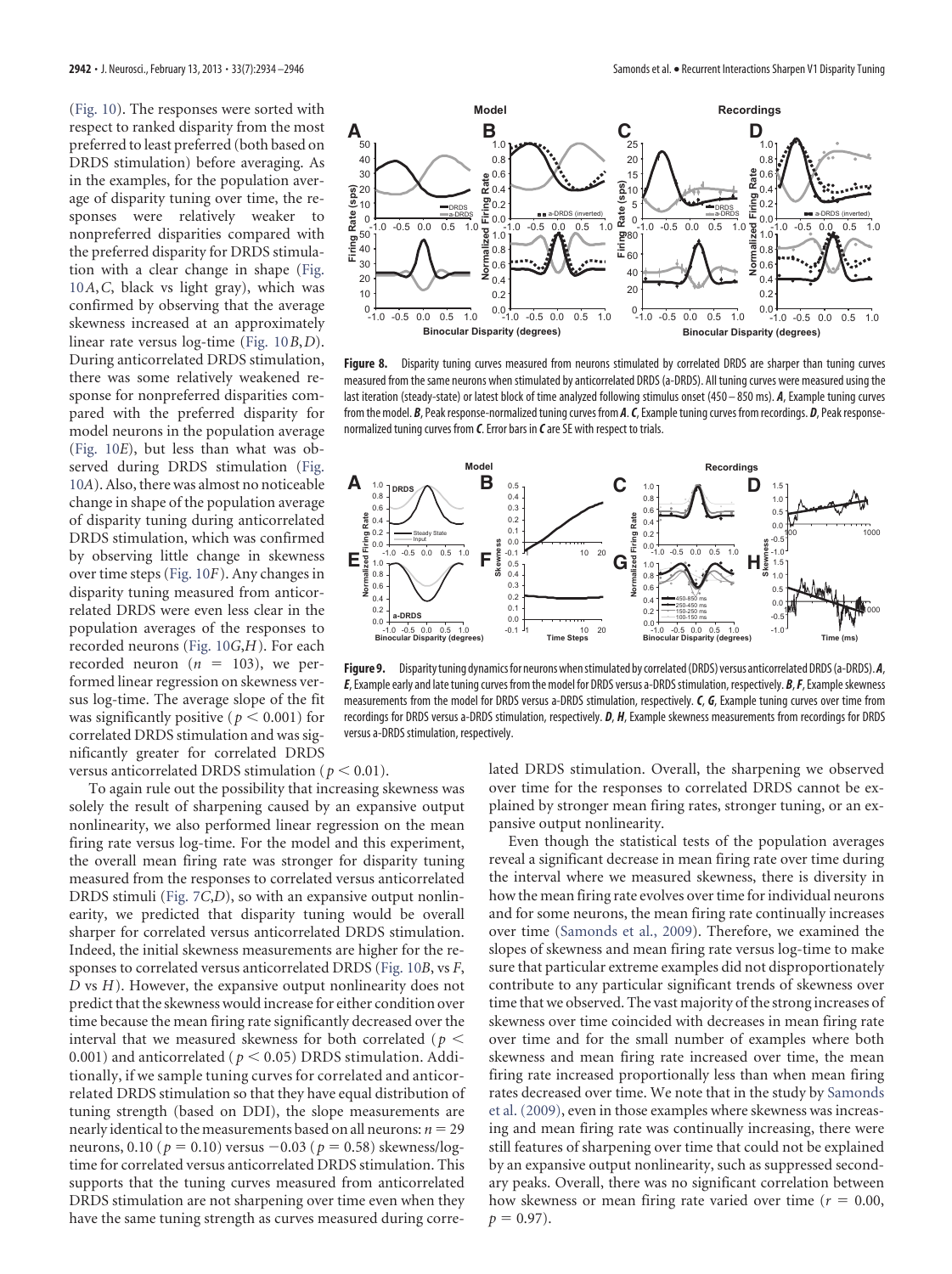(Fig. 10). The responses were sorted with respect to ranked disparity from the most preferred to least preferred (both based on DRDS stimulation) before averaging. As in the examples, for the population average of disparity tuning over time, the responses were relatively weaker to nonpreferred disparities compared with the preferred disparity for DRDS stimulation with a clear change in shape (Fig. 10*A*,*C*, black vs light gray), which was confirmed by observing that the average skewness increased at an approximately linear rate versus log-time (Fig. 10*B*,*D*). During anticorrelated DRDS stimulation, there was some relatively weakened response for nonpreferred disparities compared with the preferred disparity for model neurons in the population average (Fig. 10*E*), but less than what was observed during DRDS stimulation (Fig. 10*A*). Also, there was almost no noticeable change in shape of the population average of disparity tuning during anticorrelated DRDS stimulation, which was confirmed by observing little change in skewness over time steps (Fig. 10*F*). Any changes in disparity tuning measured from anticorrelated DRDS were even less clear in the population averages of the responses to recorded neurons (Fig. 10*G*,*H*). For each recorded neuron ($n = 103$), we performed linear regression on skewness versus log-time. The average slope of the fit was significantly positive ($p < 0.001$) for correlated DRDS stimulation and was significantly greater for correlated DRDS versus anticorrelated DRDS stimulation ($p < 0.01$).

To again rule out the possibility that increasing skewness was solely the result of sharpening caused by an expansive output nonlinearity, we also performed linear regression on the mean firing rate versus log-time. For the model and this experiment, the overall mean firing rate was stronger for disparity tuning measured from the responses to correlated versus anticorrelated DRDS stimuli (Fig. 7*C*,*D*), so with an expansive output nonlinearity, we predicted that disparity tuning would be overall sharper for correlated versus anticorrelated DRDS stimulation. Indeed, the initial skewness measurements are higher for the responses to correlated versus anticorrelated DRDS (Fig. 10*B*, vs *F*, *D* vs *H*). However, the expansive output nonlinearity does not predict that the skewness would increase for either condition over time because the mean firing rate significantly decreased over the interval that we measured skewness for both correlated ($p < 0.001$) and anticorrelated ($p < 0.05$) DRDS stimulation. Additionally, if we sample tuning curves for correlated and anticorrelated DRDS stimulation so that they have equal distribution of tuning strength (based on DDI), the slope measurements are nearly identical to the measurements based on all neurons: $n = 29$ neurons, 0.10 ($p = 0.10$) versus $-0.03$ ($p = 0.58$) skewness/log-time for correlated versus anticorrelated DRDS stimulation. This supports that the tuning curves measured from anticorrelated DRDS stimulation are not sharpening over time even when they have the same tuning strength as curves measured during correlated DRDS stimulation. Overall, the sharpening we observed over time for the responses to correlated DRDS cannot be explained by stronger mean firing rates, stronger tuning, or an expansive output nonlinearity.

Even though the statistical tests of the population averages reveal a significant decrease in mean firing rate over time during the interval where we measured skewness, there is diversity in how the mean firing rate evolves over time for individual neurons and for some neurons, the mean firing rate continually increases over time (Samonds et al., 2009). Therefore, we examined the slopes of skewness and mean firing rate versus log-time to make sure that particular extreme examples did not disproportionately contribute to any particular significant trends of skewness over time that we observed. The vast majority of the strong increases of skewness over time coincided with decreases in mean firing rate over time and for the small number of examples where both skewness and mean firing rate increased over time, the mean firing rate increased proportionally less than when mean firing rates decreased over time. We note that in the study by Samonds et al. (2009), even in those examples where skewness was increasing and mean firing rate was continually increasing, there were still features of sharpening over time that could not be explained by an expansive output nonlinearity, such as suppressed secondary peaks. Overall, there was no significant correlation between how skewness or mean firing rate varied over time ($r = 0.00$, $p = 0.97$).

**Figure 8.** Disparity tuning curves measured from neurons stimulated by correlated DRDS are sharper than tuning curves measured from the same neurons when stimulated by anticorrelated DRDS (a-DRDS). All tuning curves were measured using the last iteration (steady-state) or latest block of time analyzed following stimulus onset (450 – 850 ms). ***A***, Example tuning curves from the model. ***B***, Peak response-normalized tuning curves from ***A***. ***C***, Example tuning curves from recordings. ***D***, Peak response-normalized tuning curves from ***C***. Error bars in ***C*** are SE with respect to trials.

**Figure 9.** Disparity tuning dynamics for neurons when stimulated by correlated (DRDS) versus anticorrelated DRDS (a-DRDS). ***A***, ***E***, Example early and late tuning curves from the model for DRDS versus a-DRDS stimulation, respectively. ***B***, ***F***, Example skewness measurements from the model for DRDS versus a-DRDS stimulation, respectively. ***C***, ***G***, Example tuning curves over time from recordings for DRDS versus a-DRDS stimulation, respectively. ***D***, ***H***, Example skewness measurements from recordings for DRDS versus a-DRDS stimulation, respectively.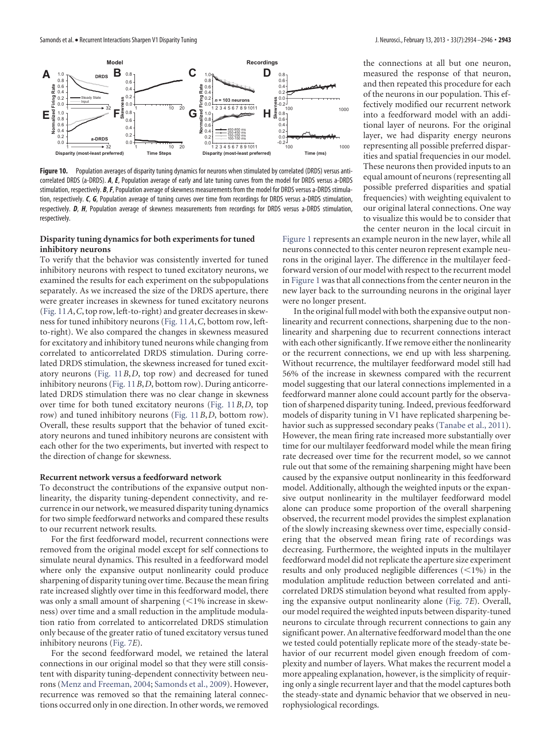**Figure 10.** Population averages of disparity tuning dynamics for neurons when stimulated by correlated (DRDS) versus anticorrelated DRDS (a-DRDS). ***A***, ***E***, Population average of early and late tuning curves from the model for DRDS versus a-DRDS stimulation, respectively. ***B***, ***F***, Population average of skewness measurements from the model for DRDS versus a-DRDS stimulation, respectively. ***C***, ***G***, Population average of tuning curves over time from recordings for DRDS versus a-DRDS stimulation, respectively. ***D***, ***H***, Population average of skewness measurements from recordings for DRDS versus a-DRDS stimulation, respectively.

### Disparity tuning dynamics for both experiments for tuned inhibitory neurons

To verify that the behavior was consistently inverted for tuned inhibitory neurons with respect to tuned excitatory neurons, we examined the results for each experiment on the subpopulations separately. As we increased the size of the DRDS aperture, there were greater increases in skewness for tuned excitatory neurons (Fig. 11*A*,*C*, top row, left-to-right) and greater decreases in skewness for tuned inhibitory neurons (Fig. 11*A*,*C*, bottom row, left-to-right). We also compared the changes in skewness measured for excitatory and inhibitory tuned neurons while changing from correlated to anticorrelated DRDS stimulation. During correlated DRDS stimulation, the skewness increased for tuned excitatory neurons (Fig. 11*B*,*D*, top row) and decreased for tuned inhibitory neurons (Fig. 11*B*,*D*, bottom row). During anticorrelated DRDS stimulation there was no clear change in skewness over time for both tuned excitatory neurons (Fig. 11*B*,*D*, top row) and tuned inhibitory neurons (Fig. 11*B*,*D*, bottom row). Overall, these results support that the behavior of tuned excitatory neurons and tuned inhibitory neurons are consistent with each other for the two experiments, but inverted with respect to the direction of change for skewness.

### Recurrent network versus a feedforward network

To deconstruct the contributions of the expansive output nonlinearity, the disparity tuning-dependent connectivity, and recurrence in our network, we measured disparity tuning dynamics for two simple feedforward networks and compared these results to our recurrent network results.

For the first feedforward model, recurrent connections were removed from the original model except for self connections to simulate neural dynamics. This resulted in a feedforward model where only the expansive output nonlinearity could produce sharpening of disparity tuning over time. Because the mean firing rate increased slightly over time in this feedforward model, there was only a small amount of sharpening (<1% increase in skewness) over time and a small reduction in the amplitude modulation ratio from correlated to anticorrelated DRDS stimulation only because of the greater ratio of tuned excitatory versus tuned inhibitory neurons (Fig. 7*E*).

For the second feedforward model, we retained the lateral connections in our original model so that they were still consistent with disparity tuning-dependent connectivity between neurons (Menz and Freeman, 2004; Samonds et al., 2009). However, recurrence was removed so that the remaining lateral connections occurred only in one direction. In other words, we removed the connections at all but one neuron, measured the response of that neuron, and then repeated this procedure for each of the neurons in our population. This effectively modified our recurrent network into a feedforward model with an additional layer of neurons. For the original layer, we had disparity energy neurons representing all possible preferred disparities and spatial frequencies in our model. These neurons then provided inputs to an equal amount of neurons (representing all possible preferred disparities and spatial frequencies) with weighting equivalent to our original lateral connections. One way to visualize this would be to consider that the center neuron in the local circuit in Figure 1 represents an example neuron in the new layer, while all neurons connected to this center neuron represent example neurons in the original layer. The difference in the multilayer feedforward version of our model with respect to the recurrent model in Figure 1 was that all connections from the center neuron in the new layer back to the surrounding neurons in the original layer were no longer present.

In the original full model with both the expansive output nonlinearity and recurrent connections, sharpening due to the nonlinearity and sharpening due to recurrent connections interact with each other significantly. If we remove either the nonlinearity or the recurrent connections, we end up with less sharpening. Without recurrence, the multilayer feedforward model still had 56% of the increase in skewness compared with the recurrent model suggesting that our lateral connections implemented in a feedforward manner alone could account partly for the observation of sharpened disparity tuning. Indeed, previous feedforward models of disparity tuning in V1 have replicated sharpening behavior such as suppressed secondary peaks (Tanabe et al., 2011). However, the mean firing rate increased more substantially over time for our multilayer feedforward model while the mean firing rate decreased over time for the recurrent model, so we cannot rule out that some of the remaining sharpening might have been caused by the expansive output nonlinearity in this feedforward model. Additionally, although the weighted inputs or the expansive output nonlinearity in the multilayer feedforward model alone can produce some proportion of the overall sharpening observed, the recurrent model provides the simplest explanation of the slowly increasing skewness over time, especially considering that the observed mean firing rate of recordings was decreasing. Furthermore, the weighted inputs in the multilayer feedforward model did not replicate the aperture size experiment results and only produced negligible differences (<1%) in the modulation amplitude reduction between correlated and anticorrelated DRDS stimulation beyond what resulted from applying the expansive output nonlinearity alone (Fig. 7*E*). Overall, our model required the weighted inputs between disparity-tuned neurons to circulate through recurrent connections to gain any significant power. An alternative feedforward model than the one we tested could potentially replicate more of the steady-state behavior of our recurrent model given enough freedom of complexity and number of layers. What makes the recurrent model a more appealing explanation, however, is the simplicity of requiring only a single recurrent layer and that the model captures both the steady-state and dynamic behavior that we observed in neurophysiological recordings.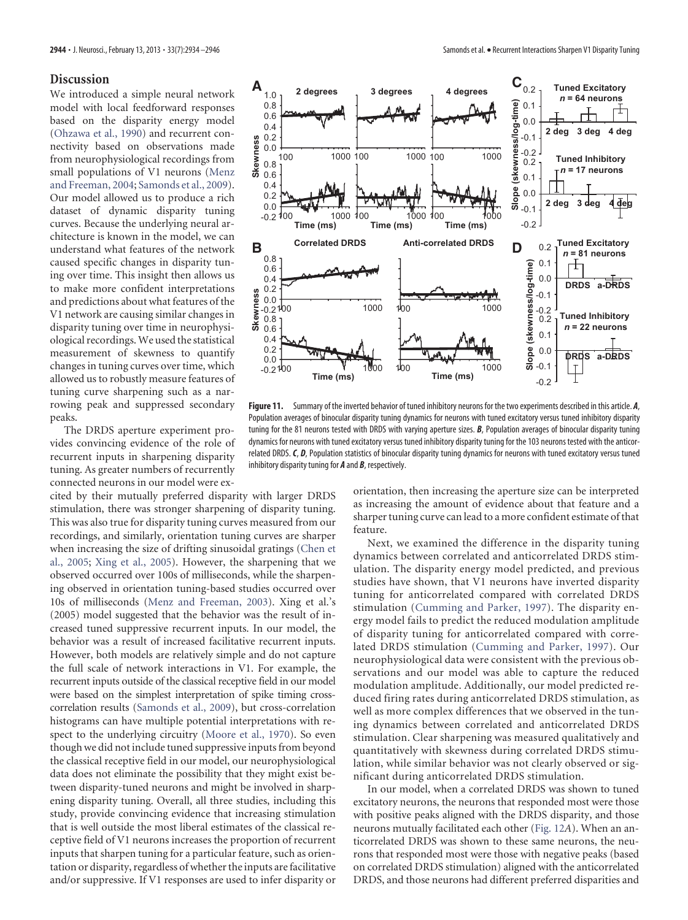## Discussion

We introduced a simple neural network model with local feedforward responses based on the disparity energy model (Ohzawa et al., 1990) and recurrent connectivity based on observations made from neurophysiological recordings from small populations of V1 neurons (Menz and Freeman, 2004; Samonds et al., 2009). Our model allowed us to produce a rich dataset of dynamic disparity tuning curves. Because the underlying neural architecture is known in the model, we can understand what features of the network caused specific changes in disparity tuning over time. This insight then allows us to make more confident interpretations and predictions about what features of the V1 network are causing similar changes in disparity tuning over time in neurophysiological recordings. We used the statistical measurement of skewness to quantify changes in tuning curves over time, which allowed us to robustly measure features of tuning curve sharpening such as a narrowing peak and suppressed secondary peaks.

The DRDS aperture experiment provides convincing evidence of the role of recurrent inputs in sharpening disparity tuning. As greater numbers of recurrently connected neurons in our model were excited by their mutually preferred disparity with larger DRDS stimulation, there was stronger sharpening of disparity tuning. This was also true for disparity tuning curves measured from our recordings, and similarly, orientation tuning curves are sharper when increasing the size of drifting sinusoidal gratings (Chen et al., 2005; Xing et al., 2005). However, the sharpening that we observed occurred over 100s of milliseconds, while the sharpening observed in orientation tuning-based studies occurred over 10s of milliseconds (Menz and Freeman, 2003). Xing et al.'s (2005) model suggested that the behavior was the result of increased tuned suppressive recurrent inputs. In our model, the behavior was a result of increased facilitative recurrent inputs. However, both models are relatively simple and do not capture the full scale of network interactions in V1. For example, the recurrent inputs outside of the classical receptive field in our model were based on the simplest interpretation of spike timing cross-correlation results (Samonds et al., 2009), but cross-correlation histograms can have multiple potential interpretations with respect to the underlying circuitry (Moore et al., 1970). So even though we did not include tuned suppressive inputs from beyond the classical receptive field in our model, our neurophysiological data does not eliminate the possibility that they might exist between disparity-tuned neurons and might be involved in sharpening disparity tuning. Overall, all three studies, including this study, provide convincing evidence that increasing stimulation that is well outside the most liberal estimates of the classical receptive field of V1 neurons increases the proportion of recurrent inputs that sharpen tuning for a particular feature, such as orientation or disparity, regardless of whether the inputs are facilitative and/or suppressive. If V1 responses are used to infer disparity or orientation, then increasing the aperture size can be interpreted as increasing the amount of evidence about that feature and a sharper tuning curve can lead to a more confident estimate of that feature.

**Figure 11.** Summary of the inverted behavior of tuned inhibitory neurons for the two experiments described in this article. ***A***, Population averages of binocular disparity tuning dynamics for neurons with tuned excitatory versus tuned inhibitory disparity tuning for the 81 neurons tested with DRDS with varying aperture sizes. ***B***, Population averages of binocular disparity tuning dynamics for neurons with tuned excitatory versus tuned inhibitory disparity tuning for the 103 neurons tested with the anticorrelated DRDS. ***C***, ***D***, Population statistics of binocular disparity tuning dynamics for neurons with tuned excitatory versus tuned inhibitory disparity tuning for ***A*** and ***B***, respectively.

Next, we examined the difference in the disparity tuning dynamics between correlated and anticorrelated DRDS stimulation. The disparity energy model predicted, and previous studies have shown, that V1 neurons have inverted disparity tuning for anticorrelated compared with correlated DRDS stimulation (Cumming and Parker, 1997). The disparity energy model fails to predict the reduced modulation amplitude of disparity tuning for anticorrelated compared with correlated DRDS stimulation (Cumming and Parker, 1997). Our neurophysiological data were consistent with the previous observations and our model was able to capture the reduced modulation amplitude. Additionally, our model predicted reduced firing rates during anticorrelated DRDS stimulation, as well as more complex differences that we observed in the tuning dynamics between correlated and anticorrelated DRDS stimulation. Clear sharpening was measured qualitatively and quantitatively with skewness during correlated DRDS stimulation, while similar behavior was not clearly observed or significant during anticorrelated DRDS stimulation.

In our model, when a correlated DRDS was shown to tuned excitatory neurons, the neurons that responded most were those with positive peaks aligned with the DRDS disparity, and those neurons mutually facilitated each other (Fig. 12*A*). When an anticorrelated DRDS was shown to these same neurons, the neurons that responded most were those with negative peaks (based on correlated DRDS stimulation) aligned with the anticorrelated DRDS, and those neurons had different preferred disparities and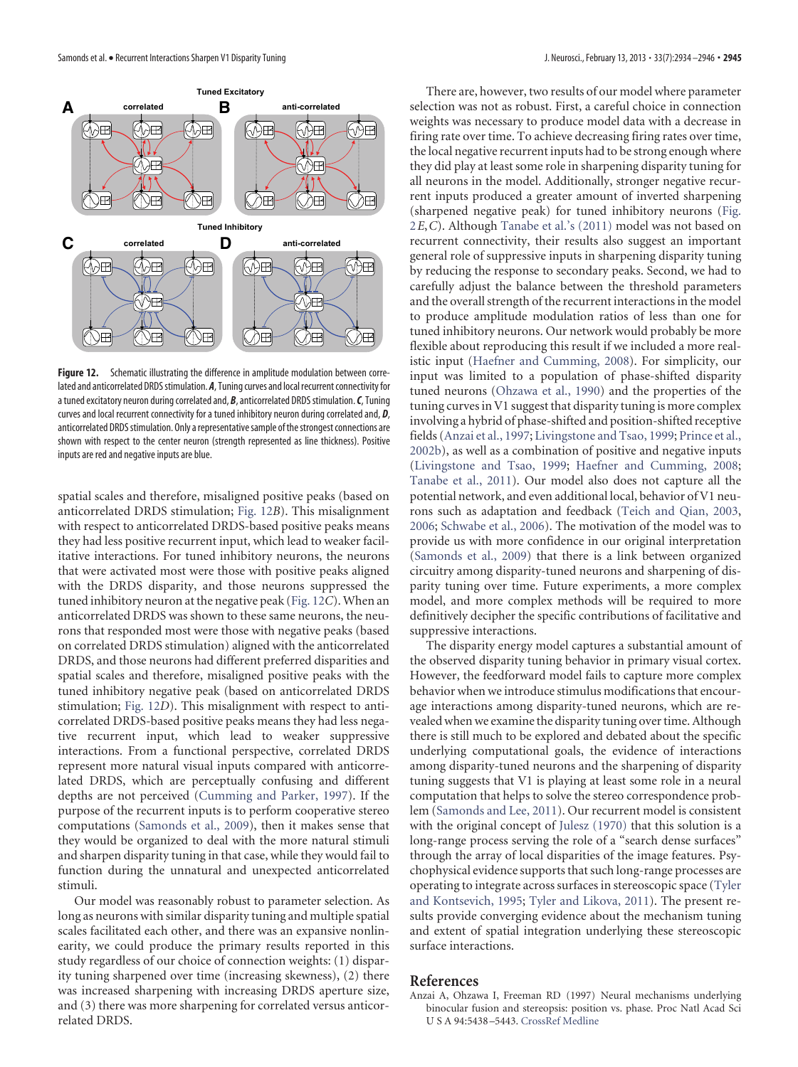Figure 12. Schematic illustrating the difference in amplitude modulation between correlated and anticorrelated DRDS stimulation. ***A***, Tuning curves and local recurrent connectivity for a tuned excitatory neuron during correlated and, ***B***, anticorrelated DRDS stimulation. ***C***, Tuning curves and local recurrent connectivity for a tuned inhibitory neuron during correlated and, ***D***, anticorrelated DRDS stimulation. Only a representative sample of the strongest connections are shown with respect to the center neuron (strength represented as line thickness). Positive inputs are red and negative inputs are blue.

spatial scales and therefore, misaligned positive peaks (based on anticorrelated DRDS stimulation; Fig. 12*B*). This misalignment with respect to anticorrelated DRDS-based positive peaks means they had less positive recurrent input, which lead to weaker facilitative interactions. For tuned inhibitory neurons, the neurons that were activated most were those with positive peaks aligned with the DRDS disparity, and those neurons suppressed the tuned inhibitory neuron at the negative peak (Fig. 12*C*). When an anticorrelated DRDS was shown to these same neurons, the neurons that responded most were those with negative peaks (based on correlated DRDS stimulation) aligned with the anticorrelated DRDS, and those neurons had different preferred disparities and spatial scales and therefore, misaligned positive peaks with the tuned inhibitory negative peak (based on anticorrelated DRDS stimulation; Fig. 12*D*). This misalignment with respect to anticorrelated DRDS-based positive peaks means they had less negative recurrent input, which lead to weaker suppressive interactions. From a functional perspective, correlated DRDS represent more natural visual inputs compared with anticorrelated DRDS, which are perceptually confusing and different depths are not perceived (Cumming and Parker, 1997). If the purpose of the recurrent inputs is to perform cooperative stereo computations (Samonds et al., 2009), then it makes sense that they would be organized to deal with the more natural stimuli and sharpen disparity tuning in that case, while they would fail to function during the unnatural and unexpected anticorrelated stimuli.

Our model was reasonably robust to parameter selection. As long as neurons with similar disparity tuning and multiple spatial scales facilitated each other, and there was an expansive nonlinearity, we could produce the primary results reported in this study regardless of our choice of connection weights: (1) disparity tuning sharpened over time (increasing skewness), (2) there was increased sharpening with increasing DRDS aperture size, and (3) there was more sharpening for correlated versus anticorrelated DRDS.

There are, however, two results of our model where parameter selection was not as robust. First, a careful choice in connection weights was necessary to produce model data with a decrease in firing rate over time. To achieve decreasing firing rates over time, the local negative recurrent inputs had to be strong enough where they did play at least some role in sharpening disparity tuning for all neurons in the model. Additionally, stronger negative recurrent inputs produced a greater amount of inverted sharpening (sharpened negative peak) for tuned inhibitory neurons (Fig. 2*E*,*C*). Although Tanabe et al.'s (2011) model was not based on recurrent connectivity, their results also suggest an important general role of suppressive inputs in sharpening disparity tuning by reducing the response to secondary peaks. Second, we had to carefully adjust the balance between the threshold parameters and the overall strength of the recurrent interactions in the model to produce amplitude modulation ratios of less than one for tuned inhibitory neurons. Our network would probably be more flexible about reproducing this result if we included a more realistic input (Haefner and Cumming, 2008). For simplicity, our input was limited to a population of phase-shifted disparity tuned neurons (Ohzawa et al., 1990) and the properties of the tuning curves in V1 suggest that disparity tuning is more complex involving a hybrid of phase-shifted and position-shifted receptive fields (Anzai et al., 1997; Livingstone and Tsao, 1999; Prince et al., 2002b), as well as a combination of positive and negative inputs (Livingstone and Tsao, 1999; Haefner and Cumming, 2008; Tanabe et al., 2011). Our model also does not capture all the potential network, and even additional local, behavior of V1 neurons such as adaptation and feedback (Teich and Qian, 2003, 2006; Schwabe et al., 2006). The motivation of the model was to provide us with more confidence in our original interpretation (Samonds et al., 2009) that there is a link between organized circuitry among disparity-tuned neurons and sharpening of disparity tuning over time. Future experiments, a more complex model, and more complex methods will be required to more definitively decipher the specific contributions of facilitative and suppressive interactions.

The disparity energy model captures a substantial amount of the observed disparity tuning behavior in primary visual cortex. However, the feedforward model fails to capture more complex behavior when we introduce stimulus modifications that encourage interactions among disparity-tuned neurons, which are revealed when we examine the disparity tuning over time. Although there is still much to be explored and debated about the specific underlying computational goals, the evidence of interactions among disparity-tuned neurons and the sharpening of disparity tuning suggests that V1 is playing at least some role in a neural computation that helps to solve the stereo correspondence problem (Samonds and Lee, 2011). Our recurrent model is consistent with the original concept of Julesz (1970) that this solution is a long-range process serving the role of a "search dense surfaces" through the array of local disparities of the image features. Psychophysical evidence supports that such long-range processes are operating to integrate across surfaces in stereoscopic space (Tyler and Kontsevich, 1995; Tyler and Likova, 2011). The present results provide converging evidence about the mechanism tuning and extent of spatial integration underlying these stereoscopic surface interactions.

## References

Anzai A, Ohzawa I, Freeman RD (1997) Neural mechanisms underlying binocular fusion and stereopsis: position vs. phase. Proc Natl Acad Sci U S A 94:5438–5443. CrossRef Medline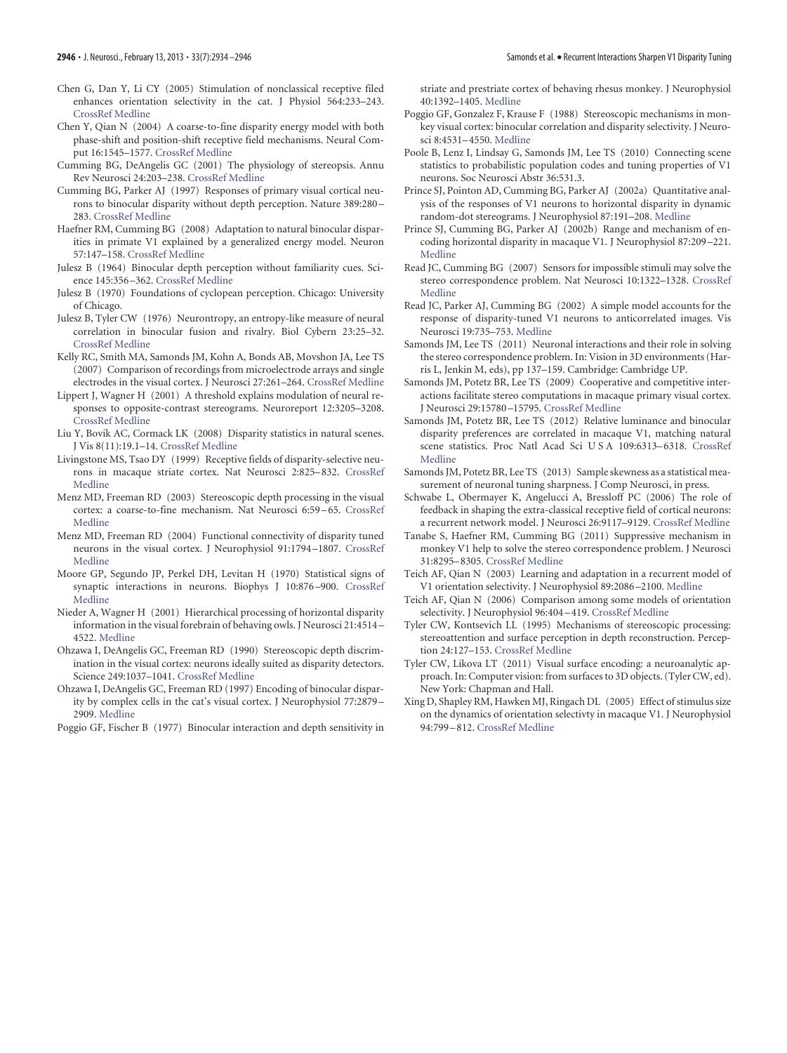Chen G, Dan Y, Li CY (2005) Stimulation of nonclassical receptive filed enhances orientation selectivity in the cat. J Physiol 564:233–243. CrossRef Medline

Chen Y, Qian N (2004) A coarse-to-fine disparity energy model with both phase-shift and position-shift receptive field mechanisms. Neural Comput 16:1545–1577. CrossRef Medline

Cumming BG, DeAngelis GC (2001) The physiology of stereopsis. Annu Rev Neurosci 24:203–238. CrossRef Medline

Cumming BG, Parker AJ (1997) Responses of primary visual cortical neurons to binocular disparity without depth perception. Nature 389:280–283. CrossRef Medline

Haefner RM, Cumming BG (2008) Adaptation to natural binocular disparities in primate V1 explained by a generalized energy model. Neuron 57:147–158. CrossRef Medline

Julesz B (1964) Binocular depth perception without familiarity cues. Science 145:356–362. CrossRef Medline

Julesz B (1970) Foundations of cyclopean perception. Chicago: University of Chicago.

Julesz B, Tyler CW (1976) Neurontropy, an entropy-like measure of neural correlation in binocular fusion and rivalry. Biol Cybern 23:25–32. CrossRef Medline

Kelly RC, Smith MA, Samonds JM, Kohn A, Bonds AB, Movshon JA, Lee TS (2007) Comparison of recordings from microelectrode arrays and single electrodes in the visual cortex. J Neurosci 27:261–264. CrossRef Medline

Lippert J, Wagner H (2001) A threshold explains modulation of neural responses to opposite-contrast stereograms. Neuroreport 12:3205–3208. CrossRef Medline

Liu Y, Bovik AC, Cormack LK (2008) Disparity statistics in natural scenes. J Vis 8(11):19.1–14. CrossRef Medline

Livingstone MS, Tsao DY (1999) Receptive fields of disparity-selective neurons in macaque striate cortex. Nat Neurosci 2:825–832. CrossRef Medline

Menz MD, Freeman RD (2003) Stereoscopic depth processing in the visual cortex: a coarse-to-fine mechanism. Nat Neurosci 6:59–65. CrossRef Medline

Menz MD, Freeman RD (2004) Functional connectivity of disparity tuned neurons in the visual cortex. J Neurophysiol 91:1794–1807. CrossRef Medline

Moore GP, Segundo JP, Perkel DH, Levitan H (1970) Statistical signs of synaptic interactions in neurons. Biophys J 10:876–900. CrossRef Medline

Nieder A, Wagner H (2001) Hierarchical processing of horizontal disparity information in the visual forebrain of behaving owls. J Neurosci 21:4514–4522. Medline

Ohzawa I, DeAngelis GC, Freeman RD (1990) Stereoscopic depth discrimination in the visual cortex: neurons ideally suited as disparity detectors. Science 249:1037–1041. CrossRef Medline

Ohzawa I, DeAngelis GC, Freeman RD (1997) Encoding of binocular disparity by complex cells in the cat's visual cortex. J Neurophysiol 77:2879–2909. Medline

Poggio GF, Fischer B (1977) Binocular interaction and depth sensitivity in striate and prestriate cortex of behaving rhesus monkey. J Neurophysiol 40:1392–1405. Medline

Poggio GF, Gonzalez F, Krause F (1988) Stereoscopic mechanisms in monkey visual cortex: binocular correlation and disparity selectivity. J Neurosci 8:4531–4550. Medline

Poole B, Lenz I, Lindsay G, Samonds JM, Lee TS (2010) Connecting scene statistics to probabilistic population codes and tuning properties of V1 neurons. Soc Neurosci Abstr 36:531.3.

Prince SJ, Pointon AD, Cumming BG, Parker AJ (2002a) Quantitative analysis of the responses of V1 neurons to horizontal disparity in dynamic random-dot stereograms. J Neurophysiol 87:191–208. Medline

Prince SJ, Cumming BG, Parker AJ (2002b) Range and mechanism of encoding horizontal disparity in macaque V1. J Neurophysiol 87:209–221. Medline

Read JC, Cumming BG (2007) Sensors for impossible stimuli may solve the stereo correspondence problem. Nat Neurosci 10:1322–1328. CrossRef Medline

Read JC, Parker AJ, Cumming BG (2002) A simple model accounts for the response of disparity-tuned V1 neurons to anticorrelated images. Vis Neurosci 19:735–753. Medline

Samonds JM, Lee TS (2011) Neuronal interactions and their role in solving the stereo correspondence problem. In: Vision in 3D environments (Harris L, Jenkin M, eds), pp 137–159. Cambridge: Cambridge UP.

Samonds JM, Potetz BR, Lee TS (2009) Cooperative and competitive interactions facilitate stereo computations in macaque primary visual cortex. J Neurosci 29:15780–15795. CrossRef Medline

Samonds JM, Potetz BR, Lee TS (2012) Relative luminance and binocular disparity preferences are correlated in macaque V1, matching natural scene statistics. Proc Natl Acad Sci U S A 109:6313–6318. CrossRef Medline

Samonds JM, Potetz BR, Lee TS (2013) Sample skewness as a statistical measurement of neuronal tuning sharpness. J Comp Neurosci, in press.

Schwabe L, Obermayer K, Angelucci A, Bressloff PC (2006) The role of feedback in shaping the extra-classical receptive field of cortical neurons: a recurrent network model. J Neurosci 26:9117–9129. CrossRef Medline

Tanabe S, Haefner RM, Cumming BG (2011) Suppressive mechanism in monkey V1 help to solve the stereo correspondence problem. J Neurosci 31:8295–8305. CrossRef Medline

Teich AF, Qian N (2003) Learning and adaptation in a recurrent model of V1 orientation selectivity. J Neurophysiol 89:2086–2100. Medline

Teich AF, Qian N (2006) Comparison among some models of orientation selectivity. J Neurophysiol 96:404–419. CrossRef Medline

Tyler CW, Kontsevich LL (1995) Mechanisms of stereoscopic processing: stereoattention and surface perception in depth reconstruction. Perception 24:127–153. CrossRef Medline

Tyler CW, Likova LT (2011) Visual surface encoding: a neuroanalytic approach. In: Computer vision: from surfaces to 3D objects. (Tyler CW, ed). New York: Chapman and Hall.

Xing D, Shapley RM, Hawken MJ, Ringach DL (2005) Effect of stimulus size on the dynamics of orientation selectivty in macaque V1. J Neurophysiol 94:799–812. CrossRef Medline